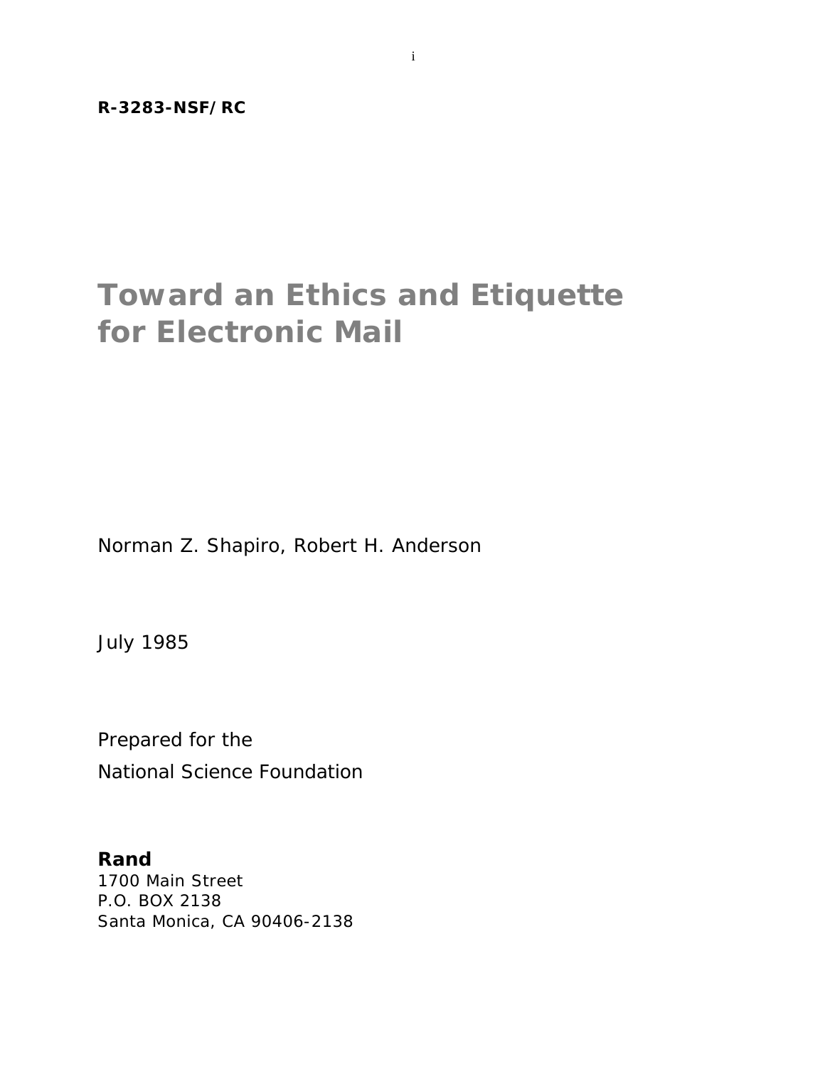**R-3283-NSF/RC**

# Toward an Ethics and Etiquette for Electronic Mail

Norman Z. Shapiro, Robert H. Anderson

July 1985

Prepared for the
National Science Foundation

**Rand**
1700 Main Street
P.O. BOX 2138
Santa Monica, CA 90406-2138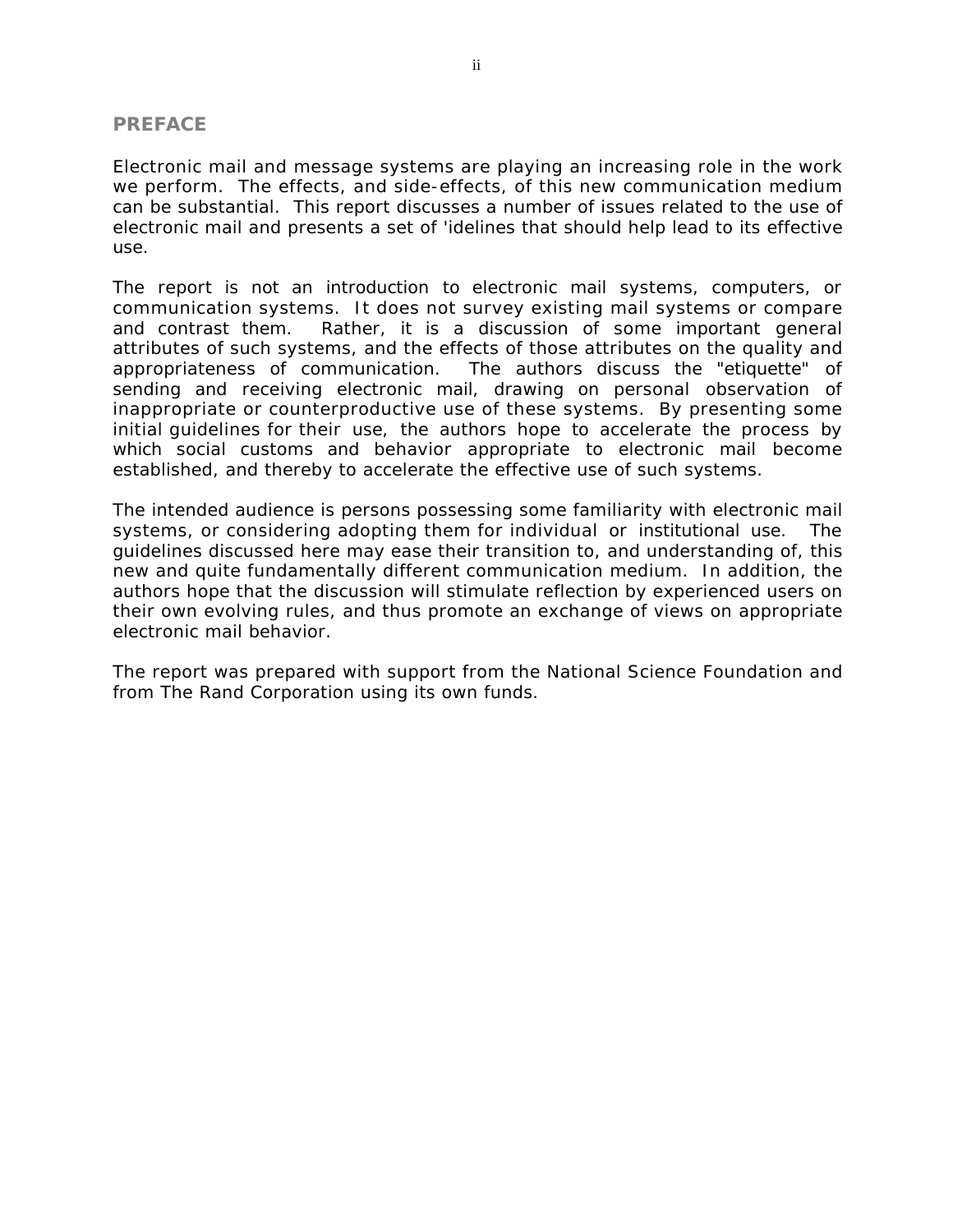## PREFACE

Electronic mail and message systems are playing an increasing role in the work we perform. The effects, and side-effects, of this new communication medium can be substantial. This report discusses a number of issues related to the use of electronic mail and presents a set of 'idelines that should help lead to its effective use.

The report is not an introduction to electronic mail systems, computers, or communication systems. It does not survey existing mail systems or compare and contrast them. Rather, it is a discussion of some important general attributes of such systems, and the effects of those attributes on the quality and appropriateness of communication. The authors discuss the "etiquette" of sending and receiving electronic mail, drawing on personal observation of inappropriate or counterproductive use of these systems. By presenting some initial guidelines for their use, the authors hope to accelerate the process by which social customs and behavior appropriate to electronic mail become established, and thereby to accelerate the effective use of such systems.

The intended audience is persons possessing some familiarity with electronic mail systems, or considering adopting them for individual or institutional use. The guidelines discussed here may ease their transition to, and understanding of, this new and quite fundamentally different communication medium. In addition, the authors hope that the discussion will stimulate reflection by experienced users on their own evolving rules, and thus promote an exchange of views on appropriate electronic mail behavior.

The report was prepared with support from the National Science Foundation and from The Rand Corporation using its own funds.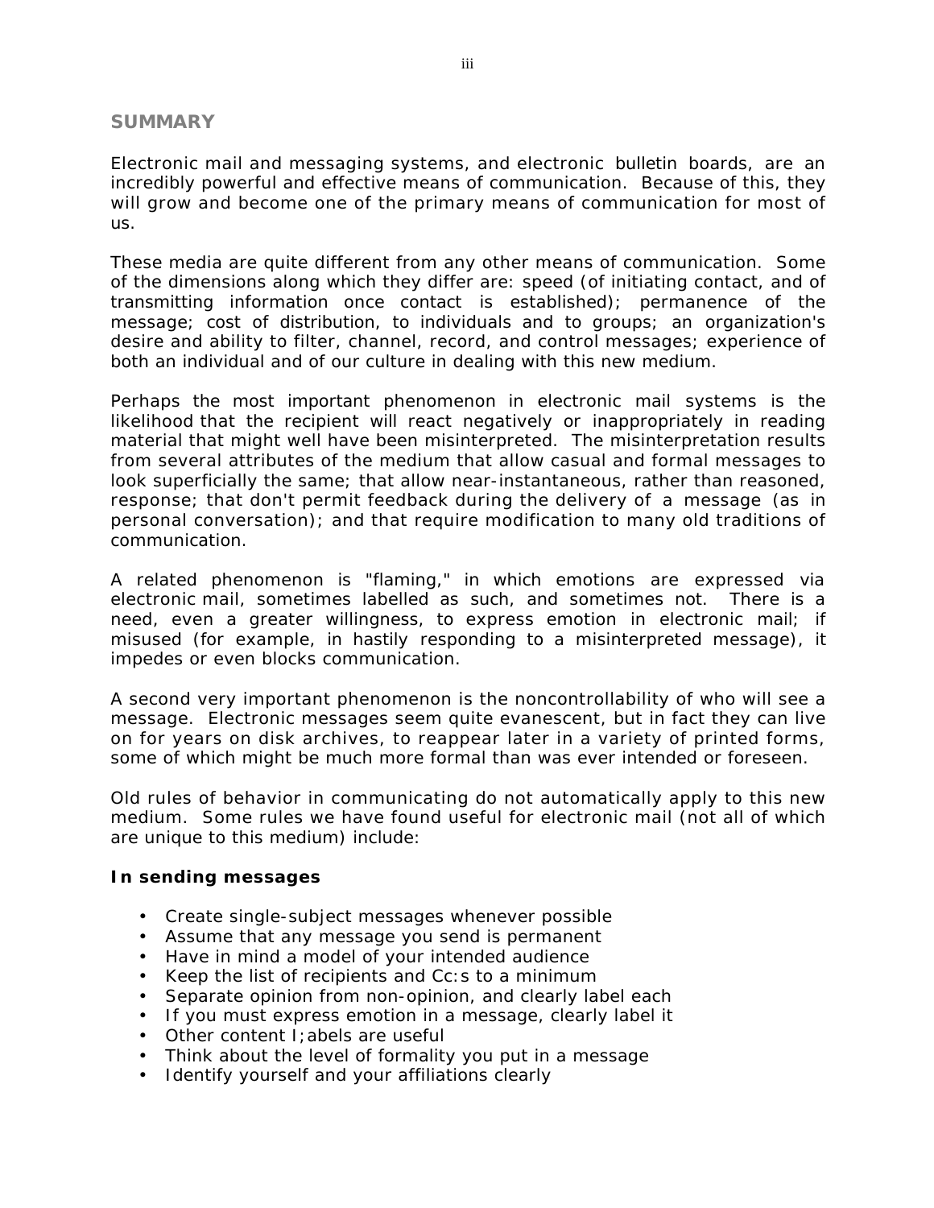## SUMMARY

Electronic mail and messaging systems, and electronic bulletin boards, are an incredibly powerful and effective means of communication. Because of this, they will grow and become one of the primary means of communication for most of us.

These media are quite different from any other means of communication. Some of the dimensions along which they differ are: speed (of initiating contact, and of transmitting information once contact is established); permanence of the message; cost of distribution, to individuals and to groups; an organization's desire and ability to filter, channel, record, and control messages; experience of both an individual and of our culture in dealing with this new medium.

Perhaps the most important phenomenon in electronic mail systems is the likelihood that the recipient will react negatively or inappropriately in reading material that might well have been misinterpreted. The misinterpretation results from several attributes of the medium that allow casual and formal messages to look superficially the same; that allow near-instantaneous, rather than reasoned, response; that don't permit feedback during the delivery of a message (as in personal conversation); and that require modification to many old traditions of communication.

A related phenomenon is "flaming," in which emotions are expressed via electronic mail, sometimes labelled as such, and sometimes not. There is a need, even a greater willingness, to express emotion in electronic mail; if misused (for example, in hastily responding to a misinterpreted message), it impedes or even blocks communication.

A second very important phenomenon is the noncontrollability of who will see a message. Electronic messages seem quite evanescent, but in fact they can live on for years on disk archives, to reappear later in a variety of printed forms, some of which might be much more formal than was ever intended or foreseen.

Old rules of behavior in communicating do not automatically apply to this new medium. Some rules we have found useful for electronic mail (not all of which are unique to this medium) include:

**In sending messages**

- Create single-subject messages whenever possible
- Assume that any message you send is permanent
- Have in mind a model of your intended audience
- Keep the list of recipients and Cc:s to a minimum
- Separate opinion from non-opinion, and clearly label each
- If you must express emotion in a message, clearly label it
- Other content l;abels are useful
- Think about the level of formality you put in a message
- Identify yourself and your affiliations clearly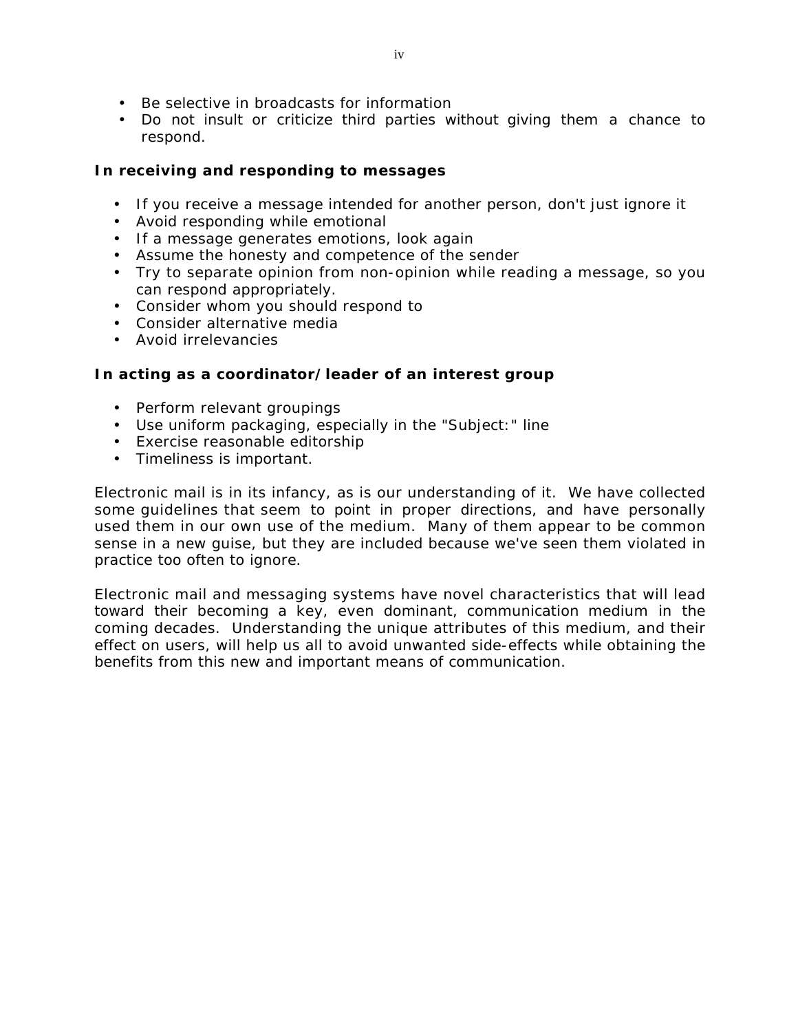- Be selective in broadcasts for information
- Do not insult or criticize third parties without giving them a chance to respond.

**In receiving and responding to messages**

- If you receive a message intended for another person, don't just ignore it
- Avoid responding while emotional
- If a message generates emotions, look again
- Assume the honesty and competence of the sender
- Try to separate opinion from non-opinion while reading a message, so you can respond appropriately.
- Consider whom you should respond to
- Consider alternative media
- Avoid irrelevancies

**In acting as a coordinator/leader of an interest group**

- Perform relevant groupings
- Use uniform packaging, especially in the "Subject:" line
- Exercise reasonable editorship
- Timeliness is important.

Electronic mail is in its infancy, as is our understanding of it. We have collected some guidelines that seem to point in proper directions, and have personally used them in our own use of the medium. Many of them appear to be common sense in a new guise, but they are included because we've seen them violated in practice too often to ignore.

Electronic mail and messaging systems have novel characteristics that will lead toward their becoming a key, even dominant, communication medium in the coming decades. Understanding the unique attributes of this medium, and their effect on users, will help us all to avoid unwanted side-effects while obtaining the benefits from this new and important means of communication.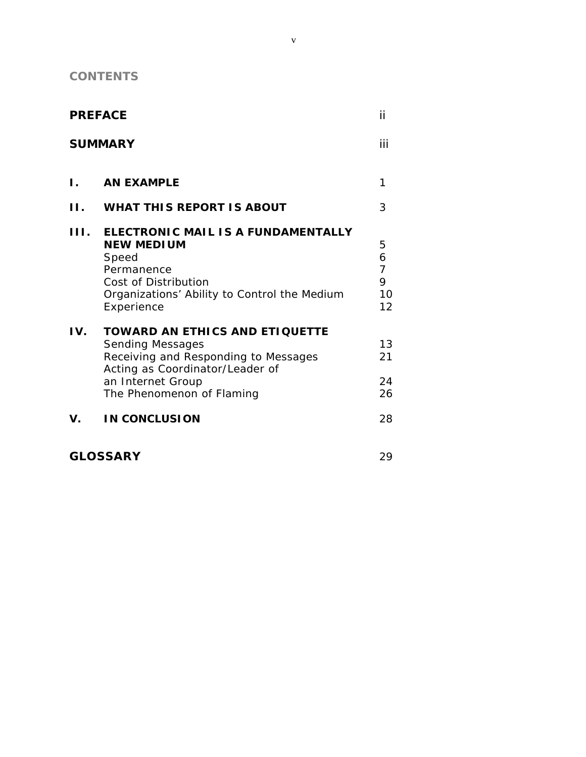## CONTENTS

| | | |
|---|---|---|
| **PREFACE** | | ii |
| **SUMMARY** | | iii |
| **I.** | **AN EXAMPLE** | 1 |
| **II.** | **WHAT THIS REPORT IS ABOUT** | 3 |
| **III.** | **ELECTRONIC MAIL IS A FUNDAMENTALLY NEW MEDIUM** | 5 |
| | Speed | 6 |
| | Permanence | 7 |
| | Cost of Distribution | 9 |
| | Organizations' Ability to Control the Medium | 10 |
| | Experience | 12 |
| **IV.** | **TOWARD AN ETHICS AND ETIQUETTE** | |
| | Sending Messages | 13 |
| | Receiving and Responding to Messages | 21 |
| | Acting as Coordinator/Leader of an Internet Group | 24 |
| | The Phenomenon of Flaming | 26 |
| **V.** | **IN CONCLUSION** | 28 |
| **GLOSSARY** | | 29 |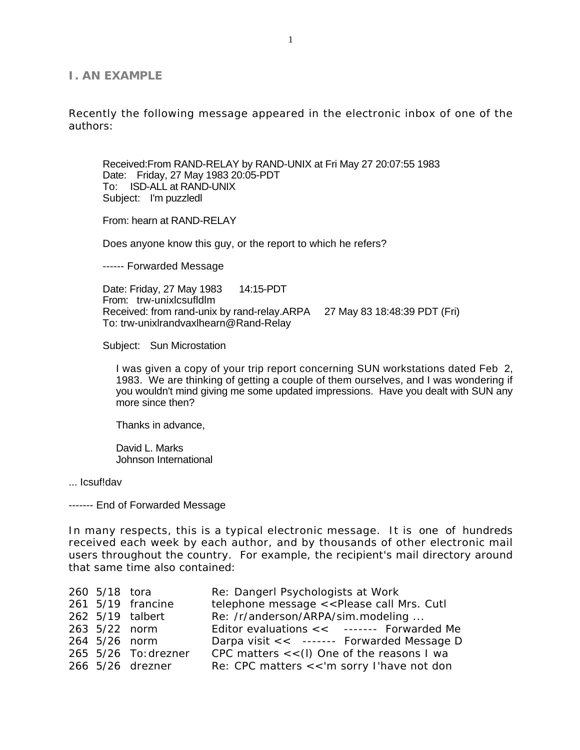## I. AN EXAMPLE

Recently the following message appeared in the electronic inbox of one of the authors:

```
Received:From RAND-RELAY by RAND-UNIX at Fri May 27 20:07:55 1983
Date:   Friday, 27 May 1983 20:05-PDT
To:   ISD-ALL at RAND-UNIX
Subject:   I'm puzzledl

From: hearn at RAND-RELAY

Does anyone know this guy, or the report to which he refers?

------ Forwarded Message

Date: Friday, 27 May 1983     14:15-PDT
From:   trw-unixlcsufldlm
Received: from rand-unix by rand-relay.ARPA     27 May 83 18:48:39 PDT (Fri)
To: trw-unixlrandvaxlhearn@Rand-Relay

Subject:   Sun Microstation

    I was given a copy of your trip report concerning SUN workstations dated Feb  2,
    1983.  We are thinking of getting a couple of them ourselves, and I was wondering if
    you wouldn't mind giving me some updated impressions.  Have you dealt with SUN any
    more since then?

    Thanks in advance,

    David L. Marks
    Johnson International

... Icsuf!dav

------- End of Forwarded Message
```

In many respects, this is a typical electronic message. It is one of hundreds received each week by each author, and by thousands of other electronic mail users throughout the country. For example, the recipient's mail directory around that same time also contained:

```
260  5/18  tora          Re: Dangerl Psychologists at Work
261  5/19  francine      telephone message <<Please call Mrs. Cutl
262  5/19  talbert       Re: /r/anderson/ARPA/sim.modeling ...
263  5/22  norm          Editor evaluations <<   -------  Forwarded Me
264  5/26  norm          Darpa visit <<   -------  Forwarded Message D
265  5/26  To:drezner    CPC matters <<(l) One of the reasons I wa
266  5/26  drezner       Re: CPC matters <<'m sorry I'have not don
```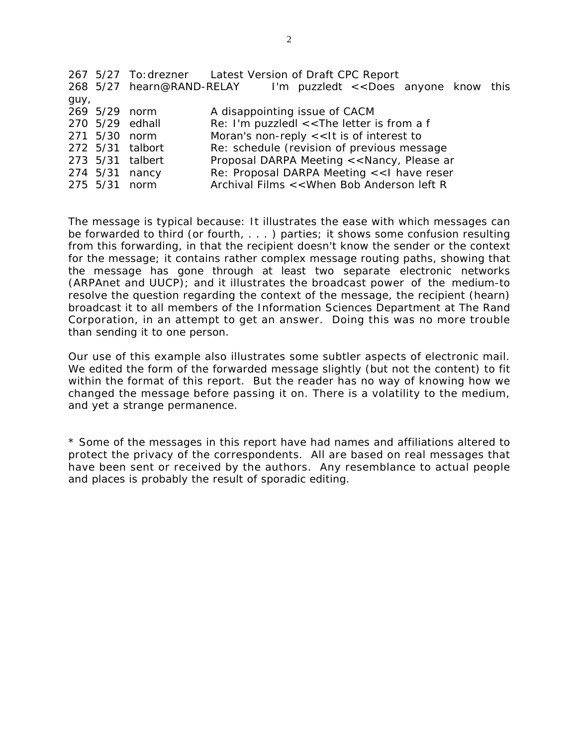```
267 5/27  To:drezner     Latest Version of Draft CPC Report
268 5/27  hearn@RAND-RELAY      I'm puzzledt <<Does anyone know this guy,
269 5/29  norm           A disappointing issue of CACM
270 5/29  edhall         Re: I'm puzzledl <<The letter is from a f
271 5/30  norm           Moran's non-reply <<It is of interest to
272 5/31  talbort        Re: schedule (revision of previous message
273 5/31  talbert        Proposal DARPA Meeting <<Nancy, Please ar
274 5/31  nancy          Re: Proposal DARPA Meeting <<I have reser
275 5/31  norm           Archival Films <<When Bob Anderson left R
```

The message is typical because: It illustrates the ease with which messages can be forwarded to third (or fourth, . . . ) parties; it shows some confusion resulting from this forwarding, in that the recipient doesn't know the sender or the context for the message; it contains rather complex message routing paths, showing that the message has gone through at least two separate electronic networks (ARPAnet and UUCP); and it illustrates the broadcast power of the medium-to resolve the question regarding the context of the message, the recipient (hearn) broadcast it to all members of the Information Sciences Department at The Rand Corporation, in an attempt to get an answer. Doing this was no more trouble than sending it to one person.

Our use of this example also illustrates some subtler aspects of electronic mail. We edited the form of the forwarded message slightly (but not the content) to fit within the format of this report. But the reader has no way of knowing how we changed the message before passing it on. There is a volatility to the medium, and yet a strange permanence.

* Some of the messages in this report have had names and affiliations altered to protect the privacy of the correspondents. All are based on real messages that have been sent or received by the authors. Any resemblance to actual people and places is probably the result of sporadic editing.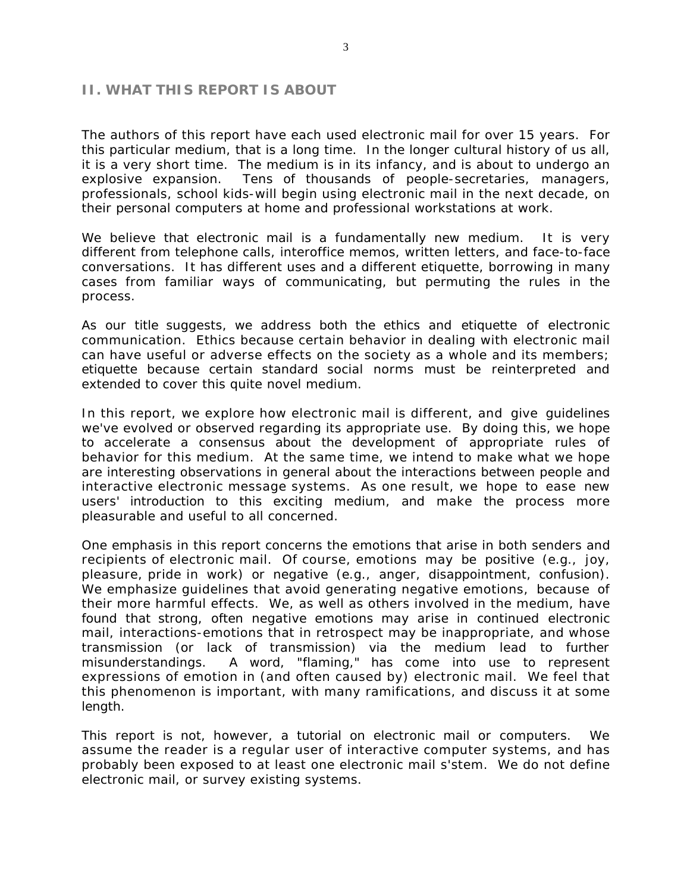## II. WHAT THIS REPORT IS ABOUT

The authors of this report have each used electronic mail for over 15 years. For this particular medium, that is a long time. In the longer cultural history of us all, it is a very short time. The medium is in its infancy, and is about to undergo an explosive expansion. Tens of thousands of people-secretaries, managers, professionals, school kids-will begin using electronic mail in the next decade, on their personal computers at home and professional workstations at work.

We believe that electronic mail is a fundamentally new medium. It is very different from telephone calls, interoffice memos, written letters, and face-to-face conversations. It has different uses and a different etiquette, borrowing in many cases from familiar ways of communicating, but permuting the rules in the process.

As our title suggests, we address both the ethics and etiquette of electronic communication. Ethics because certain behavior in dealing with electronic mail can have useful or adverse effects on the society as a whole and its members; etiquette because certain standard social norms must be reinterpreted and extended to cover this quite novel medium.

In this report, we explore how electronic mail is different, and give guidelines we've evolved or observed regarding its appropriate use. By doing this, we hope to accelerate a consensus about the development of appropriate rules of behavior for this medium. At the same time, we intend to make what we hope are interesting observations in general about the interactions between people and interactive electronic message systems. As one result, we hope to ease new users' introduction to this exciting medium, and make the process more pleasurable and useful to all concerned.

One emphasis in this report concerns the emotions that arise in both senders and recipients of electronic mail. Of course, emotions may be positive (e.g., joy, pleasure, pride in work) or negative (e.g., anger, disappointment, confusion). We emphasize guidelines that avoid generating negative emotions, because of their more harmful effects. We, as well as others involved in the medium, have found that strong, often negative emotions may arise in continued electronic mail, interactions-emotions that in retrospect may be inappropriate, and whose transmission (or lack of transmission) via the medium lead to further misunderstandings. A word, "flaming," has come into use to represent expressions of emotion in (and often caused by) electronic mail. We feel that this phenomenon is important, with many ramifications, and discuss it at some length.

This report is not, however, a tutorial on electronic mail or computers. We assume the reader is a regular user of interactive computer systems, and has probably been exposed to at least one electronic mail s'stem. We do not define electronic mail, or survey existing systems.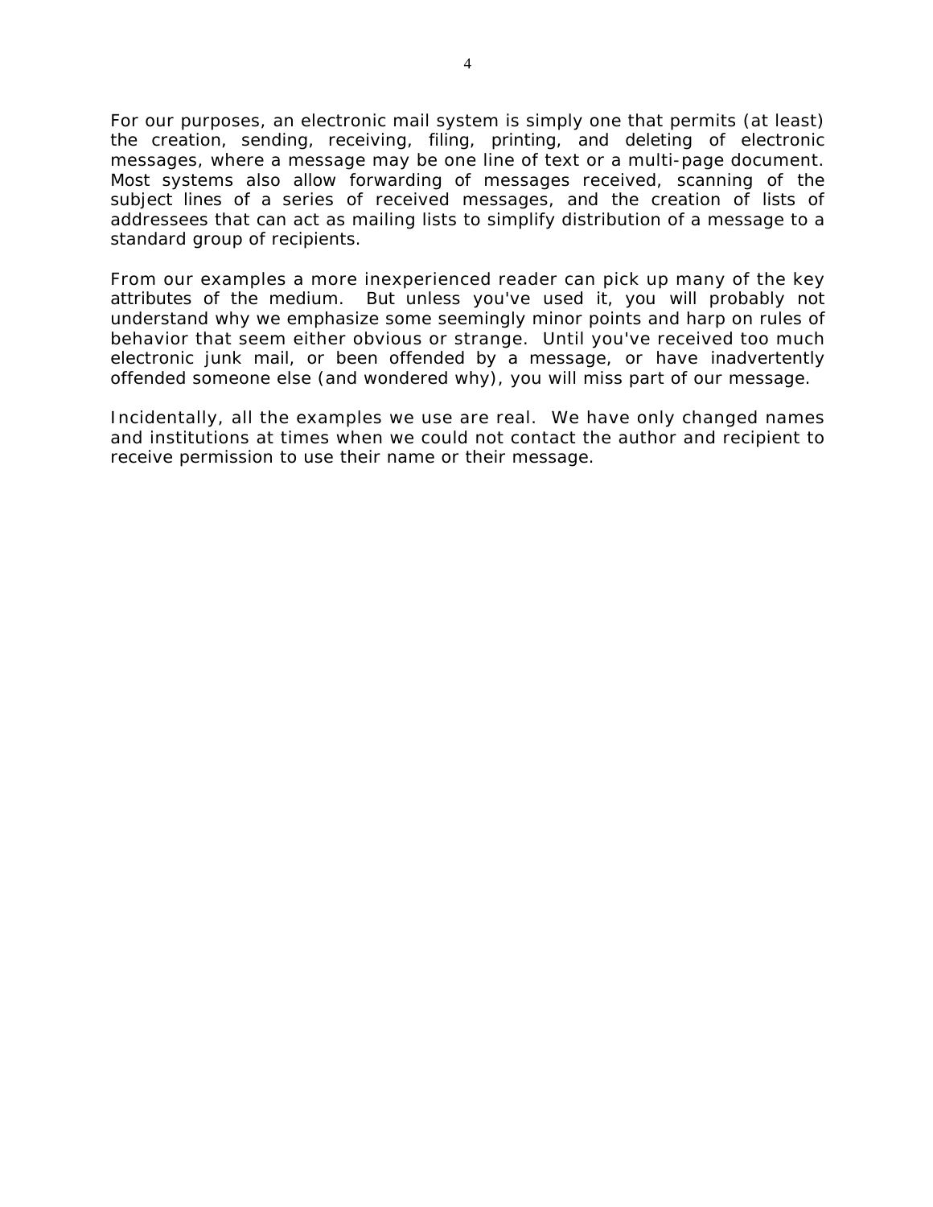For our purposes, an electronic mail system is simply one that permits (at least) the creation, sending, receiving, filing, printing, and deleting of electronic messages, where a message may be one line of text or a multi-page document. Most systems also allow forwarding of messages received, scanning of the subject lines of a series of received messages, and the creation of lists of addressees that can act as mailing lists to simplify distribution of a message to a standard group of recipients.

From our examples a more inexperienced reader can pick up many of the key attributes of the medium. But unless you've used it, you will probably not understand why we emphasize some seemingly minor points and harp on rules of behavior that seem either obvious or strange. Until you've received too much electronic junk mail, or been offended by a message, or have inadvertently offended someone else (and wondered why), you will miss part of our message.

Incidentally, all the examples we use are real. We have only changed names and institutions at times when we could not contact the author and recipient to receive permission to use their name or their message.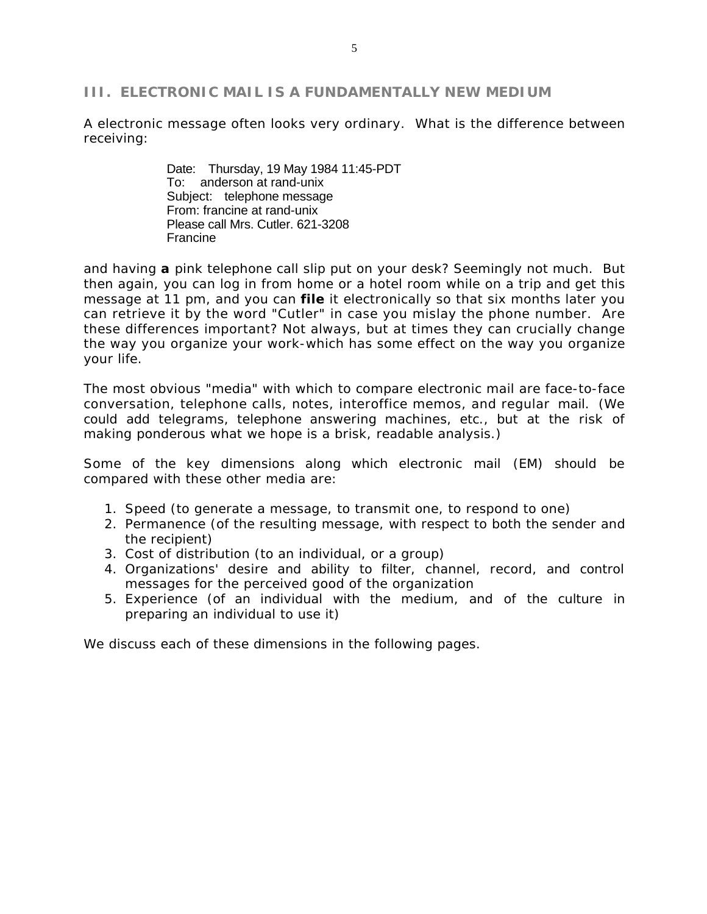## III. ELECTRONIC MAIL IS A FUNDAMENTALLY NEW MEDIUM

A electronic message often looks very ordinary. What is the difference between receiving:

```
Date:    Thursday, 19 May 1984 11:45-PDT
To:    anderson at rand-unix
Subject:    telephone message
From: francine at rand-unix
Please call Mrs. Cutler. 621-3208
Francine
```

and having **a** pink telephone call slip put on your desk? Seemingly not much. But then again, you can log in from home or a hotel room while on a trip and get this message at 11 pm, and you can **file** it electronically so that six months later you can retrieve it by the word "Cutler" in case you mislay the phone number. Are these differences important? Not always, but at times they can crucially change the way you organize your work-which has some effect on the way you organize your life.

The most obvious "media" with which to compare electronic mail are face-to-face conversation, telephone calls, notes, interoffice memos, and regular mail. (We could add telegrams, telephone answering machines, etc., but at the risk of making ponderous what we hope is a brisk, readable analysis.)

Some of the key dimensions along which electronic mail (EM) should be compared with these other media are:

1. Speed (to generate a message, to transmit one, to respond to one)
2. Permanence (of the resulting message, with respect to both the sender and the recipient)
3. Cost of distribution (to an individual, or a group)
4. Organizations' desire and ability to filter, channel, record, and control messages for the perceived good of the organization
5. Experience (of an individual with the medium, and of the culture in preparing an individual to use it)

We discuss each of these dimensions in the following pages.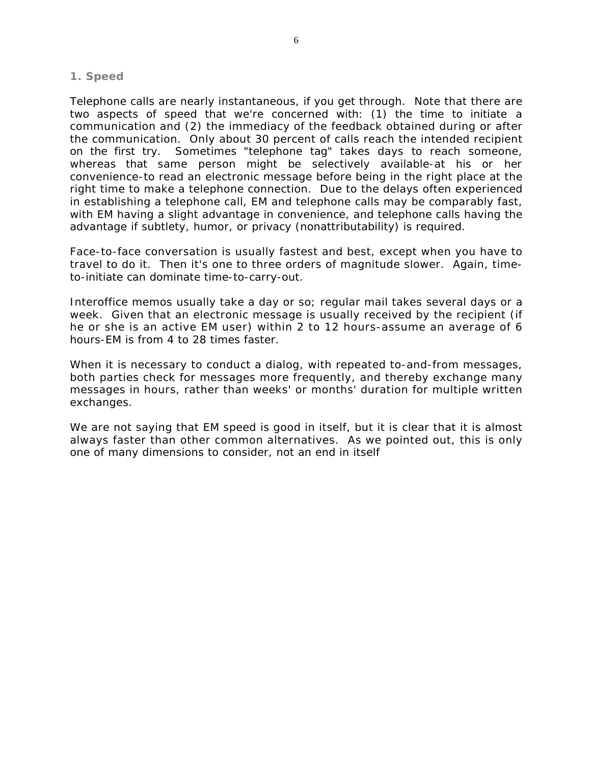### 1. Speed

Telephone calls are nearly instantaneous, if you get through. Note that there are two aspects of speed that we're concerned with: (1) the time to initiate a communication and (2) the immediacy of the feedback obtained during or after the communication. Only about 30 percent of calls reach the intended recipient on the first try. Sometimes "telephone tag" takes days to reach someone, whereas that same person might be selectively available-at his or her convenience-to read an electronic message before being in the right place at the right time to make a telephone connection. Due to the delays often experienced in establishing a telephone call, EM and telephone calls may be comparably fast, with EM having a slight advantage in convenience, and telephone calls having the advantage if subtlety, humor, or privacy (nonattributability) is required.

Face-to-face conversation is usually fastest and best, except when you have to travel to do it. Then it's one to three orders of magnitude slower. Again, time-to-initiate can dominate time-to-carry-out.

Interoffice memos usually take a day or so; regular mail takes several days or a week. Given that an electronic message is usually received by the recipient (if he or she is an active EM user) within 2 to 12 hours-assume an average of 6 hours-EM is from 4 to 28 times faster.

When it is necessary to conduct a dialog, with repeated to-and-from messages, both parties check for messages more frequently, and thereby exchange many messages in hours, rather than weeks' or months' duration for multiple written exchanges.

We are not saying that EM speed is good in itself, but it is clear that it is almost always faster than other common alternatives. As we pointed out, this is only one of many dimensions to consider, not an end in itself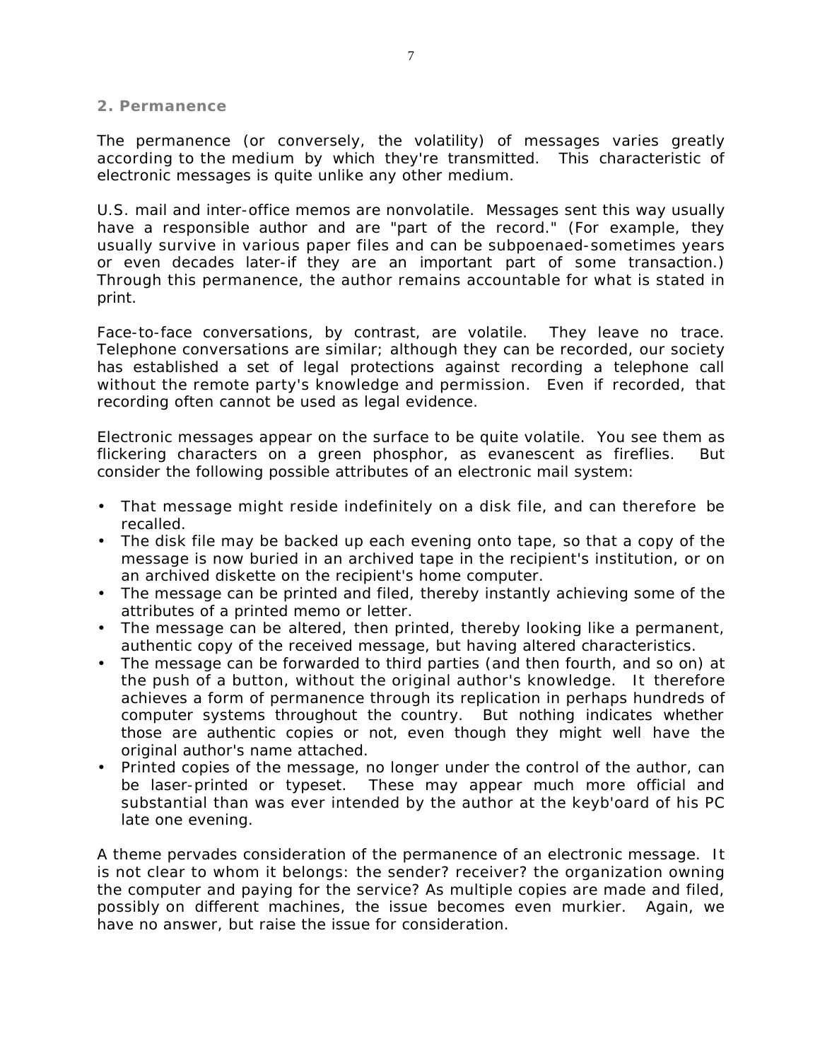## 2. Permanence

The permanence (or conversely, the volatility) of messages varies greatly according to the medium by which they're transmitted. This characteristic of electronic messages is quite unlike any other medium.

U.S. mail and inter-office memos are nonvolatile. Messages sent this way usually have a responsible author and are "part of the record." (For example, they usually survive in various paper files and can be subpoenaed-sometimes years or even decades later-if they are an important part of some transaction.) Through this permanence, the author remains accountable for what is stated in print.

Face-to-face conversations, by contrast, are volatile. They leave no trace. Telephone conversations are similar; although they can be recorded, our society has established a set of legal protections against recording a telephone call without the remote party's knowledge and permission. Even if recorded, that recording often cannot be used as legal evidence.

Electronic messages appear on the surface to be quite volatile. You see them as flickering characters on a green phosphor, as evanescent as fireflies. But consider the following possible attributes of an electronic mail system:

- That message might reside indefinitely on a disk file, and can therefore be recalled.
- The disk file may be backed up each evening onto tape, so that a copy of the message is now buried in an archived tape in the recipient's institution, or on an archived diskette on the recipient's home computer.
- The message can be printed and filed, thereby instantly achieving some of the attributes of a printed memo or letter.
- The message can be altered, then printed, thereby looking like a permanent, authentic copy of the received message, but having altered characteristics.
- The message can be forwarded to third parties (and then fourth, and so on) at the push of a button, without the original author's knowledge. It therefore achieves a form of permanence through its replication in perhaps hundreds of computer systems throughout the country. But nothing indicates whether those are authentic copies or not, even though they might well have the original author's name attached.
- Printed copies of the message, no longer under the control of the author, can be laser-printed or typeset. These may appear much more official and substantial than was ever intended by the author at the keyb'oard of his PC late one evening.

A theme pervades consideration of the permanence of an electronic message. It is not clear to whom it belongs: the sender? receiver? the organization owning the computer and paying for the service? As multiple copies are made and filed, possibly on different machines, the issue becomes even murkier. Again, we have no answer, but raise the issue for consideration.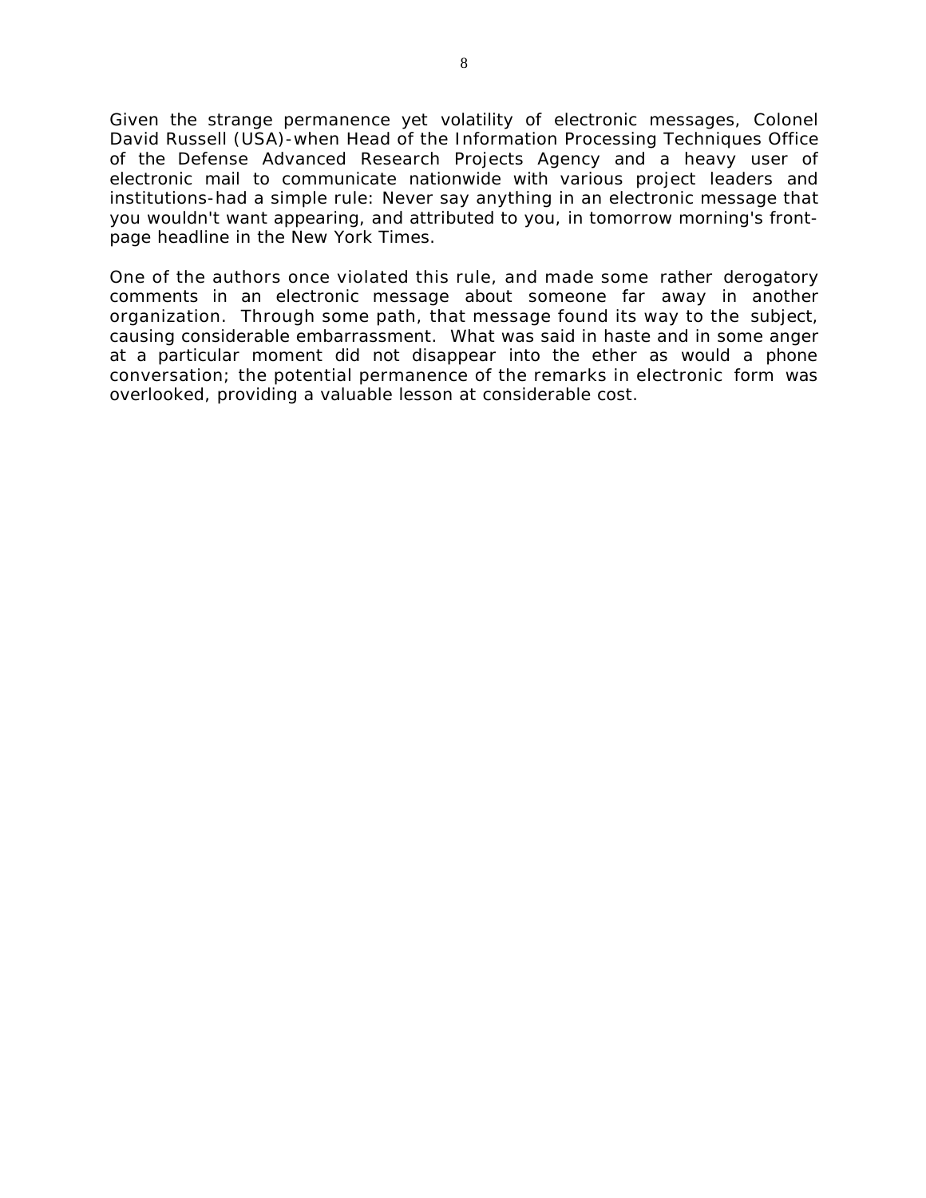Given the strange permanence yet volatility of electronic messages, Colonel David Russell (USA)-when Head of the Information Processing Techniques Office of the Defense Advanced Research Projects Agency and a heavy user of electronic mail to communicate nationwide with various project leaders and institutions-had a simple rule: Never say anything in an electronic message that you wouldn't want appearing, and attributed to you, in tomorrow morning's front-page headline in the New York Times.

One of the authors once violated this rule, and made some rather derogatory comments in an electronic message about someone far away in another organization. Through some path, that message found its way to the subject, causing considerable embarrassment. What was said in haste and in some anger at a particular moment did not disappear into the ether as would a phone conversation; the potential permanence of the remarks in electronic form was overlooked, providing a valuable lesson at considerable cost.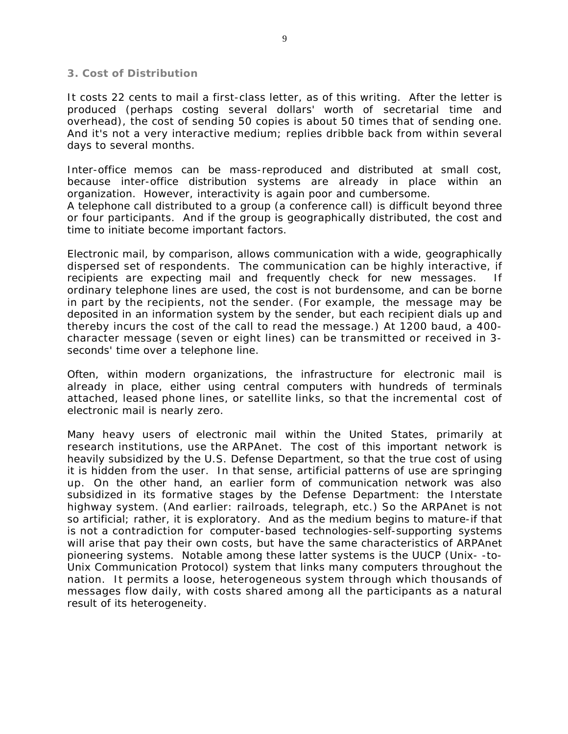## 3. Cost of Distribution

It costs 22 cents to mail a first-class letter, as of this writing. After the letter is produced (perhaps costing several dollars' worth of secretarial time and overhead), the cost of sending 50 copies is about 50 times that of sending one. And it's not a very interactive medium; replies dribble back from within several days to several months.

Inter-office memos can be mass-reproduced and distributed at small cost, because inter-office distribution systems are already in place within an organization. However, interactivity is again poor and cumbersome.
A telephone call distributed to a group (a conference call) is difficult beyond three or four participants. And if the group is geographically distributed, the cost and time to initiate become important factors.

Electronic mail, by comparison, allows communication with a wide, geographically dispersed set of respondents. The communication can be highly interactive, if recipients are expecting mail and frequently check for new messages. If ordinary telephone lines are used, the cost is not burdensome, and can be borne in part by the recipients, not the sender. (For example, the message may be deposited in an information system by the sender, but each recipient dials up and thereby incurs the cost of the call to read the message.) At 1200 baud, a 400-character message (seven or eight lines) can be transmitted or received in 3-seconds' time over a telephone line.

Often, within modern organizations, the infrastructure for electronic mail is already in place, either using central computers with hundreds of terminals attached, leased phone lines, or satellite links, so that the incremental cost of electronic mail is nearly zero.

Many heavy users of electronic mail within the United States, primarily at research institutions, use the ARPAnet. The cost of this important network is heavily subsidized by the U.S. Defense Department, so that the true cost of using it is hidden from the user. In that sense, artificial patterns of use are springing up. On the other hand, an earlier form of communication network was also subsidized in its formative stages by the Defense Department: the Interstate highway system. (And earlier: railroads, telegraph, etc.) So the ARPAnet is not so artificial; rather, it is exploratory. And as the medium begins to mature-if that is not a contradiction for computer-based technologies-self-supporting systems will arise that pay their own costs, but have the same characteristics of ARPAnet pioneering systems. Notable among these latter systems is the UUCP (Unix- -to-Unix Communication Protocol) system that links many computers throughout the nation. It permits a loose, heterogeneous system through which thousands of messages flow daily, with costs shared among all the participants as a natural result of its heterogeneity.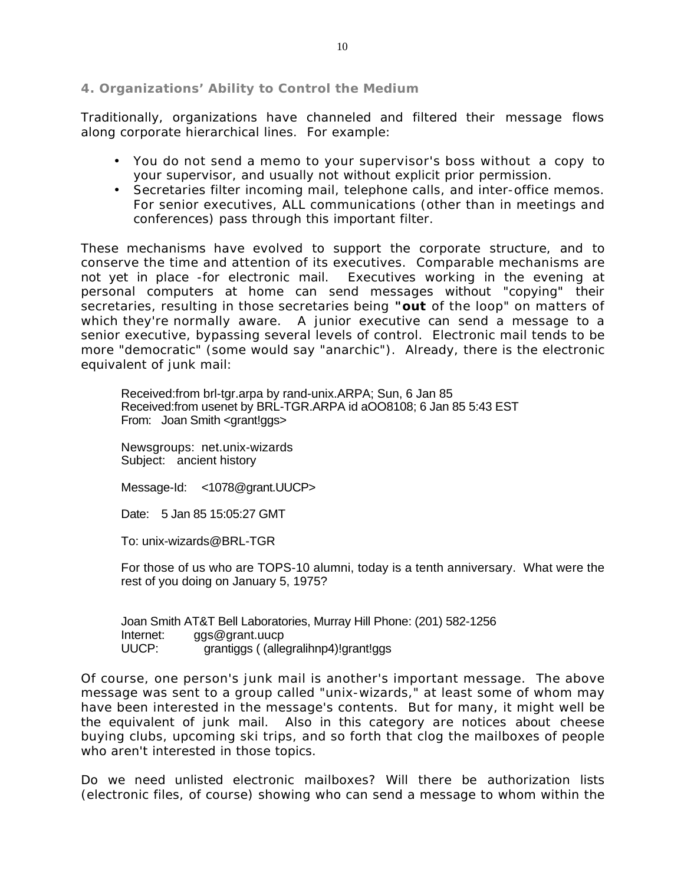### 4. Organizations' Ability to Control the Medium

Traditionally, organizations have channeled and filtered their message flows along corporate hierarchical lines. For example:

- You do not send a memo to your supervisor's boss without a copy to your supervisor, and usually not without explicit prior permission.
- Secretaries filter incoming mail, telephone calls, and inter-office memos. For senior executives, ALL communications (other than in meetings and conferences) pass through this important filter.

These mechanisms have evolved to support the corporate structure, and to conserve the time and attention of its executives. Comparable mechanisms are not yet in place -for electronic mail. Executives working in the evening at personal computers at home can send messages without "copying" their secretaries, resulting in those secretaries being **"out** of the loop" on matters of which they're normally aware. A junior executive can send a message to a senior executive, bypassing several levels of control. Electronic mail tends to be more "democratic" (some would say "anarchic"). Already, there is the electronic equivalent of junk mail:

> Received:from brl-tgr.arpa by rand-unix.ARPA; Sun, 6 Jan 85
> Received:from usenet by BRL-TGR.ARPA id aOO8108; 6 Jan 85 5:43 EST
> From: Joan Smith <grant!ggs>
>
> Newsgroups: net.unix-wizards
> Subject: ancient history
>
> Message-Id: <1078@grant.UUCP>
>
> Date: 5 Jan 85 15:05:27 GMT
>
> To: unix-wizards@BRL-TGR
>
> For those of us who are TOPS-10 alumni, today is a tenth anniversary. What were the rest of you doing on January 5, 1975?
>
> Joan Smith AT&T Bell Laboratories, Murray Hill Phone: (201) 582-1256
> Internet: ggs@grant.uucp
> UUCP: grantiggs ( (allegralihnp4)!grant!ggs

Of course, one person's junk mail is another's important message. The above message was sent to a group called "unix-wizards," at least some of whom may have been interested in the message's contents. But for many, it might well be the equivalent of junk mail. Also in this category are notices about cheese buying clubs, upcoming ski trips, and so forth that clog the mailboxes of people who aren't interested in those topics.

Do we need unlisted electronic mailboxes? Will there be authorization lists (electronic files, of course) showing who can send a message to whom within the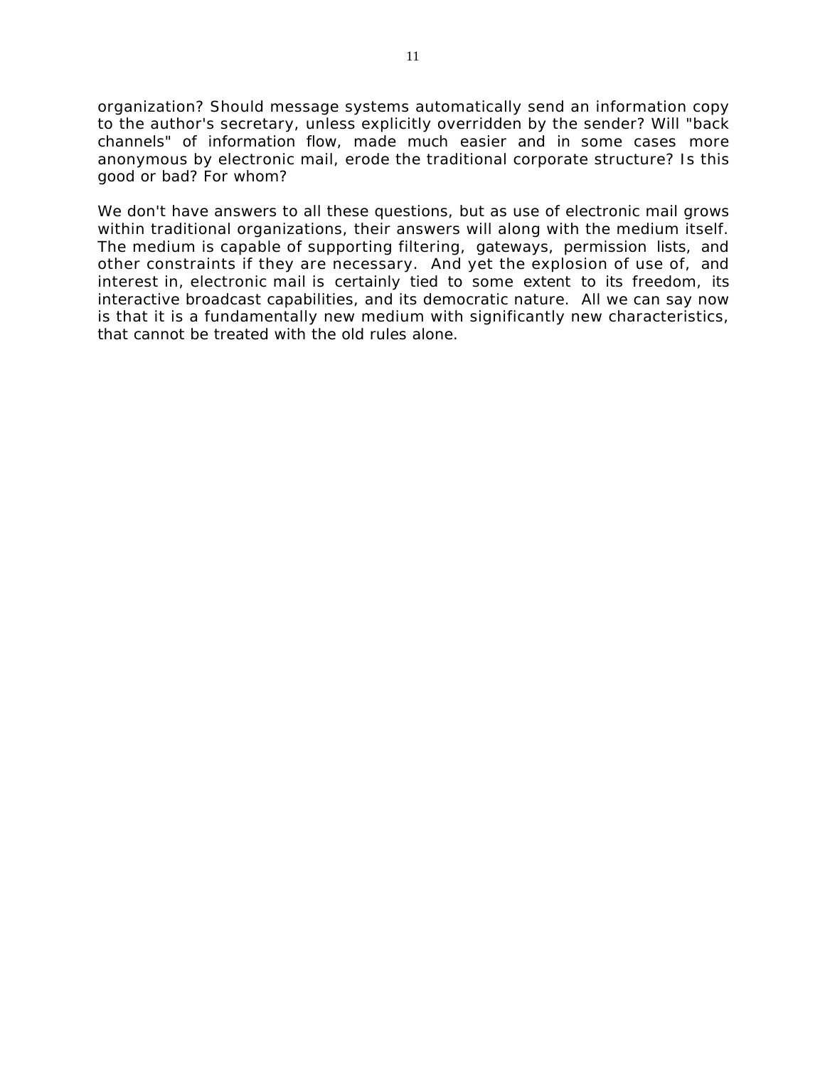organization? Should message systems automatically send an information copy to the author's secretary, unless explicitly overridden by the sender? Will "back channels" of information flow, made much easier and in some cases more anonymous by electronic mail, erode the traditional corporate structure? Is this good or bad? For whom?

We don't have answers to all these questions, but as use of electronic mail grows within traditional organizations, their answers will along with the medium itself. The medium is capable of supporting filtering, gateways, permission lists, and other constraints if they are necessary. And yet the explosion of use of, and interest in, electronic mail is certainly tied to some extent to its freedom, its interactive broadcast capabilities, and its democratic nature. All we can say now is that it is a fundamentally new medium with significantly new characteristics, that cannot be treated with the old rules alone.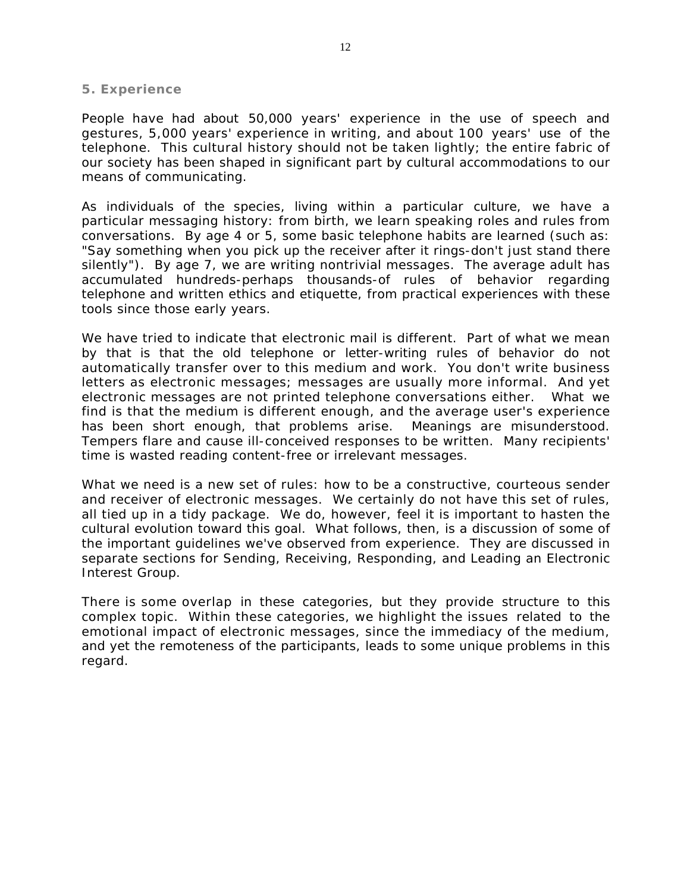## 5. Experience

People have had about 50,000 years' experience in the use of speech and gestures, 5,000 years' experience in writing, and about 100 years' use of the telephone. This cultural history should not be taken lightly; the entire fabric of our society has been shaped in significant part by cultural accommodations to our means of communicating.

As individuals of the species, living within a particular culture, we have a particular messaging history: from birth, we learn speaking roles and rules from conversations. By age 4 or 5, some basic telephone habits are learned (such as: "Say something when you pick up the receiver after it rings-don't just stand there silently"). By age 7, we are writing nontrivial messages. The average adult has accumulated hundreds-perhaps thousands-of rules of behavior regarding telephone and written ethics and etiquette, from practical experiences with these tools since those early years.

We have tried to indicate that electronic mail is different. Part of what we mean by that is that the old telephone or letter-writing rules of behavior do not automatically transfer over to this medium and work. You don't write business letters as electronic messages; messages are usually more informal. And yet electronic messages are not printed telephone conversations either. What we find is that the medium is different enough, and the average user's experience has been short enough, that problems arise. Meanings are misunderstood. Tempers flare and cause ill-conceived responses to be written. Many recipients' time is wasted reading content-free or irrelevant messages.

What we need is a new set of rules: how to be a constructive, courteous sender and receiver of electronic messages. We certainly do not have this set of rules, all tied up in a tidy package. We do, however, feel it is important to hasten the cultural evolution toward this goal. What follows, then, is a discussion of some of the important guidelines we've observed from experience. They are discussed in separate sections for Sending, Receiving, Responding, and Leading an Electronic Interest Group.

There is some overlap in these categories, but they provide structure to this complex topic. Within these categories, we highlight the issues related to the emotional impact of electronic messages, since the immediacy of the medium, and yet the remoteness of the participants, leads to some unique problems in this regard.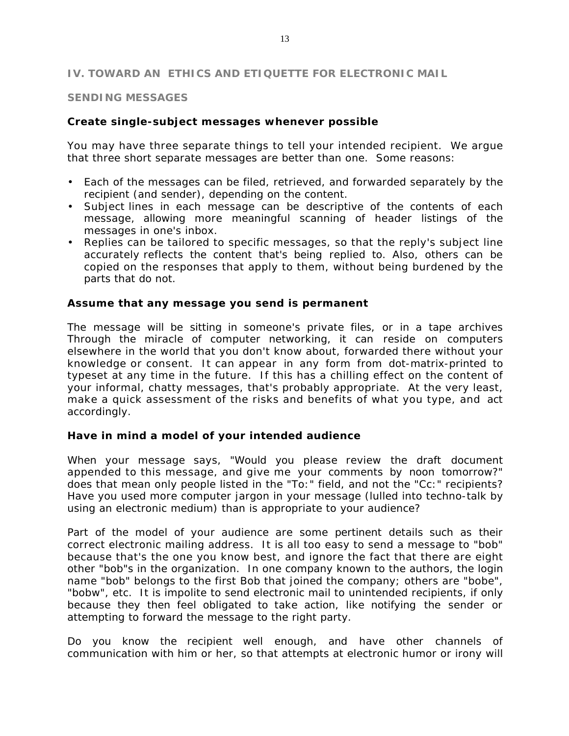## IV. TOWARD AN ETHICS AND ETIQUETTE FOR ELECTRONIC MAIL

### SENDING MESSAGES

#### Create single-subject messages whenever possible

You may have three separate things to tell your intended recipient. We argue that three short separate messages are better than one. Some reasons:

- Each of the messages can be filed, retrieved, and forwarded separately by the recipient (and sender), depending on the content.
- Subject lines in each message can be descriptive of the contents of each message, allowing more meaningful scanning of header listings of the messages in one's inbox.
- Replies can be tailored to specific messages, so that the reply's subject line accurately reflects the content that's being replied to. Also, others can be copied on the responses that apply to them, without being burdened by the parts that do not.

#### Assume that any message you send is permanent

The message will be sitting in someone's private files, or in a tape archives Through the miracle of computer networking, it can reside on computers elsewhere in the world that you don't know about, forwarded there without your knowledge or consent. It can appear in any form from dot-matrix-printed to typeset at any time in the future. If this has a chilling effect on the content of your informal, chatty messages, that's probably appropriate. At the very least, make a quick assessment of the risks and benefits of what you type, and act accordingly.

#### Have in mind a model of your intended audience

When your message says, "Would you please review the draft document appended to this message, and give me your comments by noon tomorrow?" does that mean only people listed in the "To:" field, and not the "Cc:" recipients? Have you used more computer jargon in your message (lulled into techno-talk by using an electronic medium) than is appropriate to your audience?

Part of the model of your audience are some pertinent details such as their correct electronic mailing address. It is all too easy to send a message to "bob" because that's the one you know best, and ignore the fact that there are eight other "bob"s in the organization. In one company known to the authors, the login name "bob" belongs to the first Bob that joined the company; others are "bobe", "bobw", etc. It is impolite to send electronic mail to unintended recipients, if only because they then feel obligated to take action, like notifying the sender or attempting to forward the message to the right party.

Do you know the recipient well enough, and have other channels of communication with him or her, so that attempts at electronic humor or irony will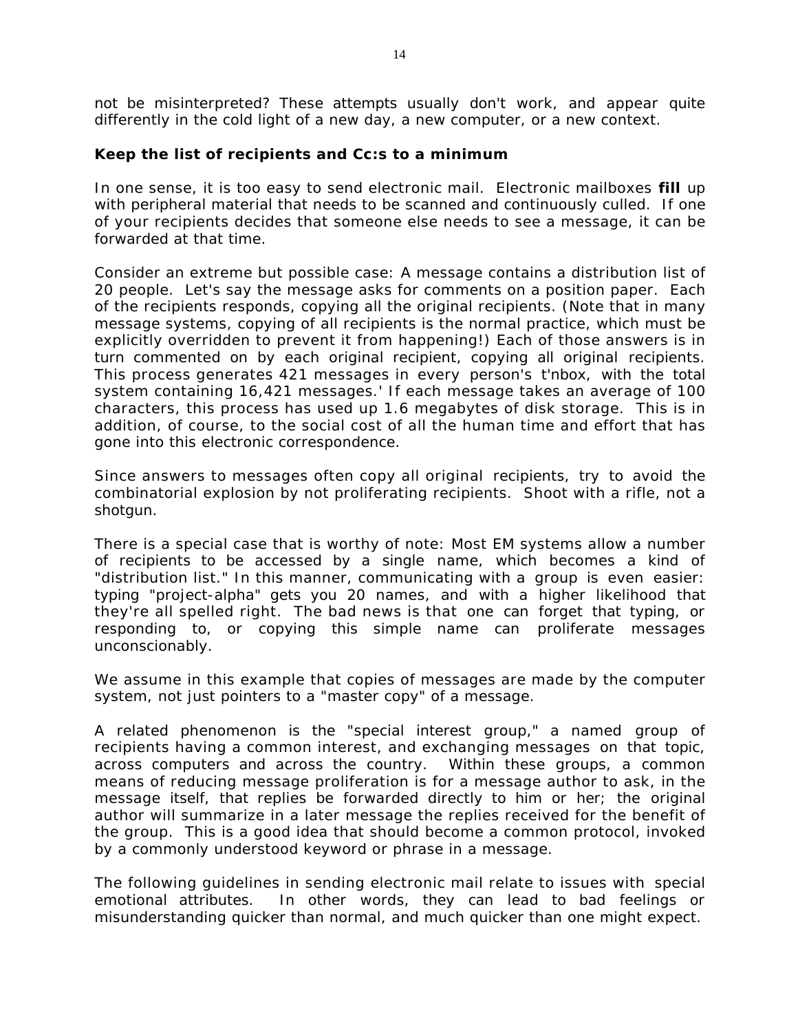not be misinterpreted? These attempts usually don't work, and appear quite differently in the cold light of a new day, a new computer, or a new context.

**Keep the list of recipients and Cc:s to a minimum**

In one sense, it is too easy to send electronic mail. Electronic mailboxes **fill** up with peripheral material that needs to be scanned and continuously culled. If one of your recipients decides that someone else needs to see a message, it can be forwarded at that time.

Consider an extreme but possible case: A message contains a distribution list of 20 people. Let's say the message asks for comments on a position paper. Each of the recipients responds, copying all the original recipients. (Note that in many message systems, copying of all recipients is the normal practice, which must be explicitly overridden to prevent it from happening!) Each of those answers is in turn commented on by each original recipient, copying all original recipients. This process generates 421 messages in every person's t'nbox, with the total system containing 16,421 messages.' If each message takes an average of 100 characters, this process has used up 1.6 megabytes of disk storage. This is in addition, of course, to the social cost of all the human time and effort that has gone into this electronic correspondence.

Since answers to messages often copy all original recipients, try to avoid the combinatorial explosion by not proliferating recipients. Shoot with a rifle, not a shotgun.

There is a special case that is worthy of note: Most EM systems allow a number of recipients to be accessed by a single name, which becomes a kind of "distribution list." In this manner, communicating with a group is even easier: typing "project-alpha" gets you 20 names, and with a higher likelihood that they're all spelled right. The bad news is that one can forget that typing, or responding to, or copying this simple name can proliferate messages unconscionably.

We assume in this example that copies of messages are made by the computer system, not just pointers to a "master copy" of a message.

A related phenomenon is the "special interest group," a named group of recipients having a common interest, and exchanging messages on that topic, across computers and across the country. Within these groups, a common means of reducing message proliferation is for a message author to ask, in the message itself, that replies be forwarded directly to him or her; the original author will summarize in a later message the replies received for the benefit of the group. This is a good idea that should become a common protocol, invoked by a commonly understood keyword or phrase in a message.

The following guidelines in sending electronic mail relate to issues with special emotional attributes. In other words, they can lead to bad feelings or misunderstanding quicker than normal, and much quicker than one might expect.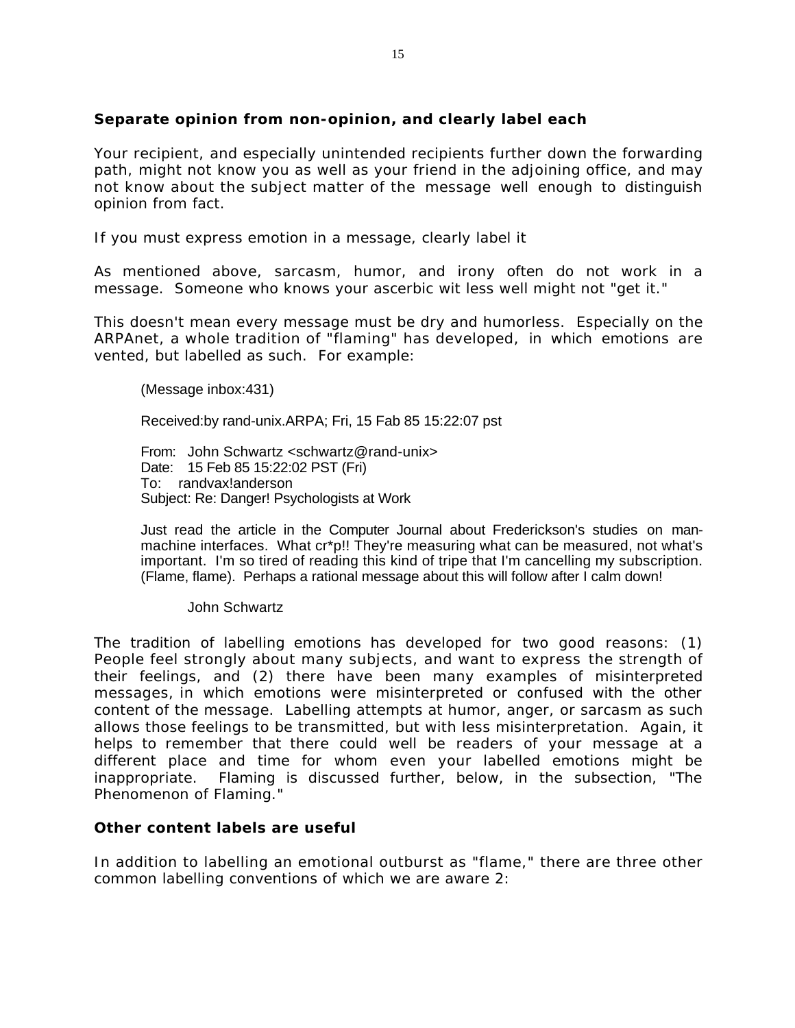### **Separate opinion from non-opinion, and clearly label each**

Your recipient, and especially unintended recipients further down the forwarding path, might not know you as well as your friend in the adjoining office, and may not know about the subject matter of the message well enough to distinguish opinion from fact.

If you must express emotion in a message, clearly label it

As mentioned above, sarcasm, humor, and irony often do not work in a message. Someone who knows your ascerbic wit less well might not "get it."

This doesn't mean every message must be dry and humorless. Especially on the ARPAnet, a whole tradition of "flaming" has developed, in which emotions are vented, but labelled as such. For example:

```
(Message inbox:431)

Received:by rand-unix.ARPA; Fri, 15 Fab 85 15:22:07 pst

From:   John Schwartz <schwartz@rand-unix>
Date:   15 Feb 85 15:22:02 PST (Fri)
To:   randvax!anderson
Subject: Re: Danger! Psychologists at Work

Just read the article in the Computer Journal about Frederickson's studies on man-
machine interfaces. What cr*p!! They're measuring what can be measured, not what's
important. I'm so tired of reading this kind of tripe that I'm cancelling my subscription.
(Flame, flame). Perhaps a rational message about this will follow after I calm down!

        John Schwartz
```

The tradition of labelling emotions has developed for two good reasons: (1) People feel strongly about many subjects, and want to express the strength of their feelings, and (2) there have been many examples of misinterpreted messages, in which emotions were misinterpreted or confused with the other content of the message. Labelling attempts at humor, anger, or sarcasm as such allows those feelings to be transmitted, but with less misinterpretation. Again, it helps to remember that there could well be readers of your message at a different place and time for whom even your labelled emotions might be inappropriate. Flaming is discussed further, below, in the subsection, "The Phenomenon of Flaming."

### **Other content labels are useful**

In addition to labelling an emotional outburst as "flame," there are three other common labelling conventions of which we are aware 2: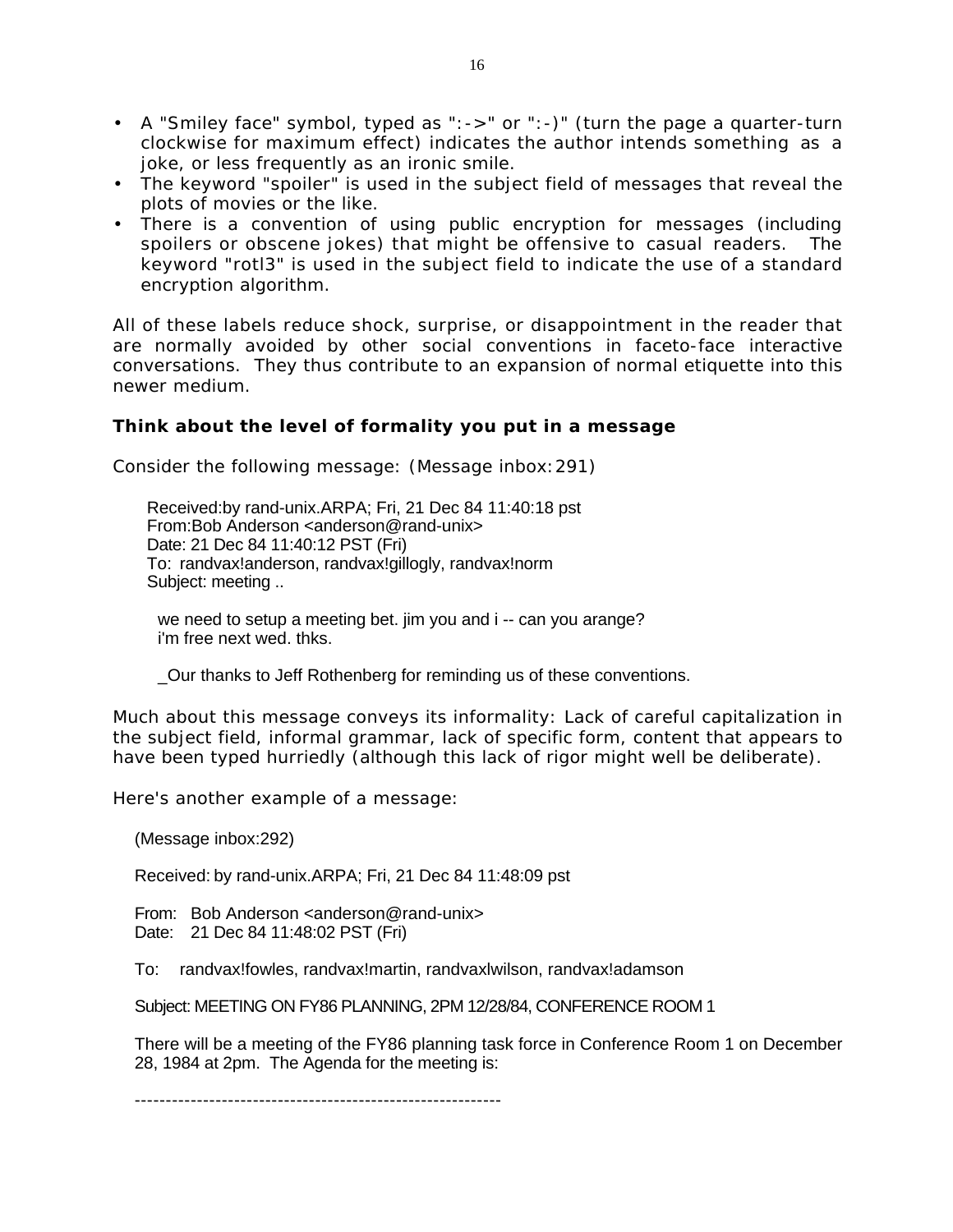- A "Smiley face" symbol, typed as ":->" or ":-)" (turn the page a quarter-turn clockwise for maximum effect) indicates the author intends something as a joke, or less frequently as an ironic smile.
- The keyword "spoiler" is used in the subject field of messages that reveal the plots of movies or the like.
- There is a convention of using public encryption for messages (including spoilers or obscene jokes) that might be offensive to casual readers. The keyword "rotl3" is used in the subject field to indicate the use of a standard encryption algorithm.

All of these labels reduce shock, surprise, or disappointment in the reader that are normally avoided by other social conventions in faceto-face interactive conversations. They thus contribute to an expansion of normal etiquette into this newer medium.

**Think about the level of formality you put in a message**

Consider the following message: (Message inbox:291)

```
Received:by rand-unix.ARPA; Fri, 21 Dec 84 11:40:18 pst
From:Bob Anderson <anderson@rand-unix>
Date: 21 Dec 84 11:40:12 PST (Fri)
To: randvax!anderson, randvax!gillogly, randvax!norm
Subject: meeting ..

  we need to setup a meeting bet. jim you and i -- can you arange?
  i'm free next wed. thks.
```

_Our thanks to Jeff Rothenberg for reminding us of these conventions.

Much about this message conveys its informality: Lack of careful capitalization in the subject field, informal grammar, lack of specific form, content that appears to have been typed hurriedly (although this lack of rigor might well be deliberate).

Here's another example of a message:

```
(Message inbox:292)

Received: by rand-unix.ARPA; Fri, 21 Dec 84 11:48:09 pst

From:   Bob Anderson <anderson@rand-unix>
Date:   21 Dec 84 11:48:02 PST (Fri)

To:   randvax!fowles, randvax!martin, randvaxlwilson, randvax!adamson

Subject: MEETING ON FY86 PLANNING, 2PM 12/28/84, CONFERENCE ROOM 1

There will be a meeting of the FY86 planning task force in Conference Room 1 on December 28, 1984 at 2pm.  The Agenda for the meeting is:

------------------------------------------------------------
```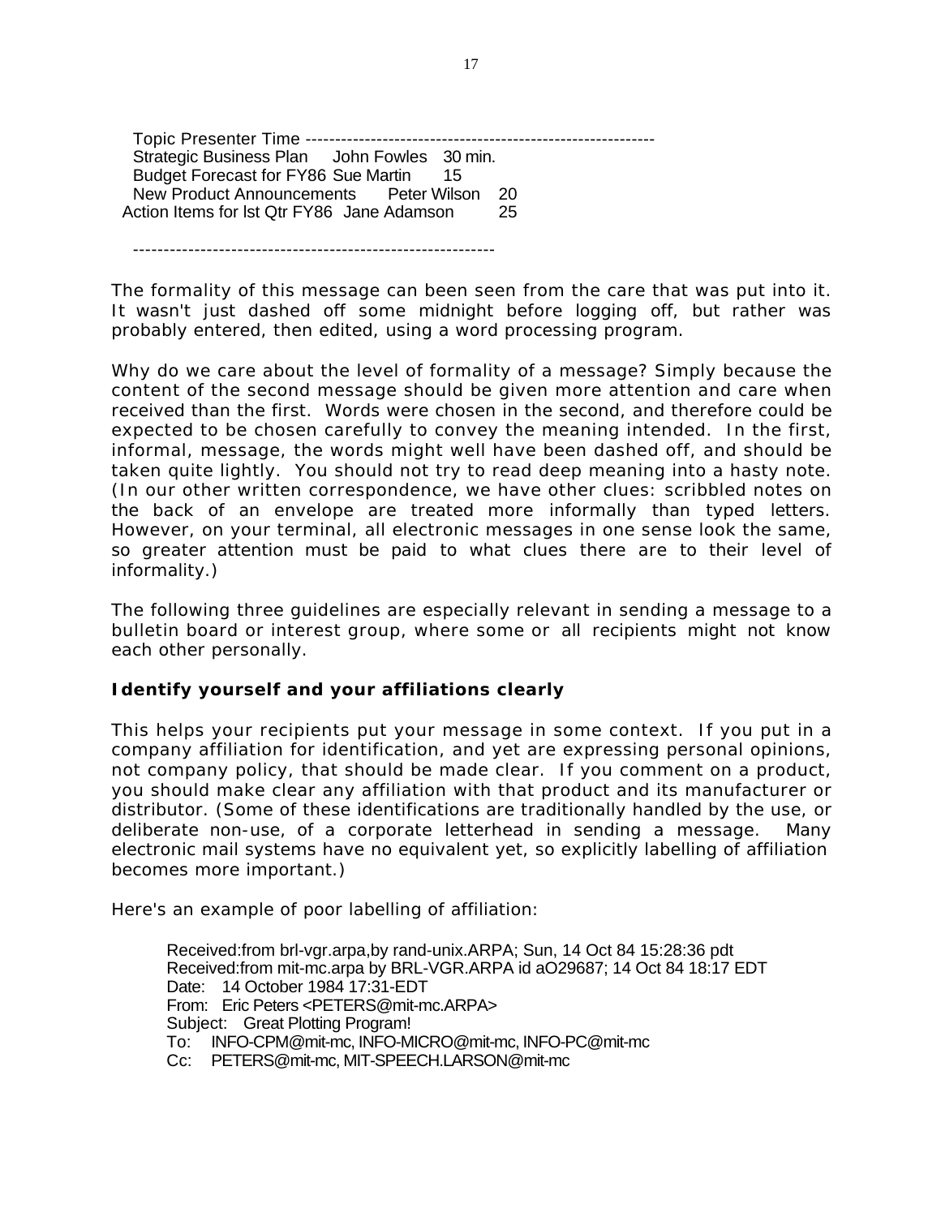Topic Presenter Time ------------------------------------------------------------

| Topic | Presenter | Time |
|---|---|---|
| Strategic Business Plan | John Fowles | 30 min. |
| Budget Forecast for FY86 | Sue Martin | 15 |
| New Product Announcements | Peter Wilson | 20 |
| Action Items for lst Qtr FY86 | Jane Adamson | 25 |

------------------------------------------------------------

The formality of this message can been seen from the care that was put into it. It wasn't just dashed off some midnight before logging off, but rather was probably entered, then edited, using a word processing program.

Why do we care about the level of formality of a message? Simply because the content of the second message should be given more attention and care when received than the first. Words were chosen in the second, and therefore could be expected to be chosen carefully to convey the meaning intended. In the first, informal, message, the words might well have been dashed off, and should be taken quite lightly. You should not try to read deep meaning into a hasty note. (In our other written correspondence, we have other clues: scribbled notes on the back of an envelope are treated more informally than typed letters. However, on your terminal, all electronic messages in one sense look the same, so greater attention must be paid to what clues there are to their level of informality.)

The following three guidelines are especially relevant in sending a message to a bulletin board or interest group, where some or all recipients might not know each other personally.

**Identify yourself and your affiliations clearly**

This helps your recipients put your message in some context. If you put in a company affiliation for identification, and yet are expressing personal opinions, not company policy, that should be made clear. If you comment on a product, you should make clear any affiliation with that product and its manufacturer or distributor. (Some of these identifications are traditionally handled by the use, or deliberate non-use, of a corporate letterhead in sending a message. Many electronic mail systems have no equivalent yet, so explicitly labelling of affiliation becomes more important.)

Here's an example of poor labelling of affiliation:

```
Received:from brl-vgr.arpa,by rand-unix.ARPA; Sun, 14 Oct 84 15:28:36 pdt
Received:from mit-mc.arpa by BRL-VGR.ARPA id aO29687; 14 Oct 84 18:17 EDT
Date:    14 October 1984 17:31-EDT
From:   Eric Peters <PETERS@mit-mc.ARPA>
Subject:    Great Plotting Program!
To:    INFO-CPM@mit-mc, INFO-MICRO@mit-mc, INFO-PC@mit-mc
Cc:    PETERS@mit-mc, MIT-SPEECH.LARSON@mit-mc
```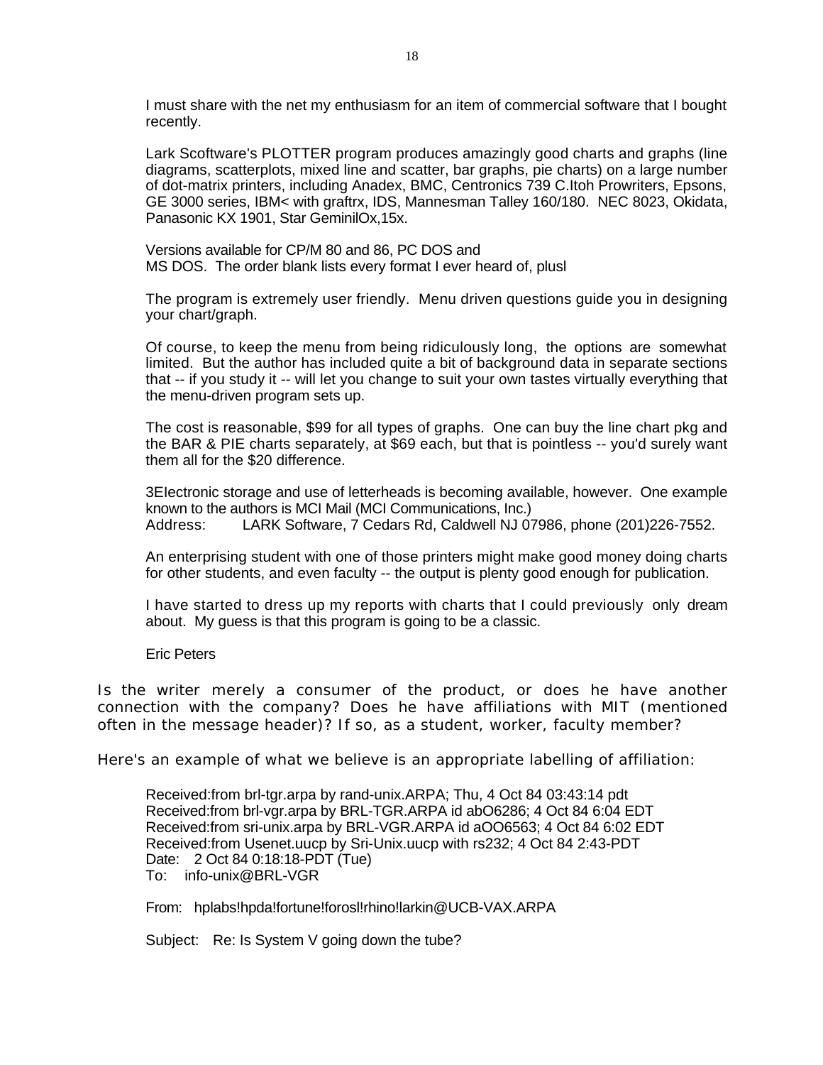I must share with the net my enthusiasm for an item of commercial software that I bought recently.

Lark Scoftware's PLOTTER program produces amazingly good charts and graphs (line diagrams, scatterplots, mixed line and scatter, bar graphs, pie charts) on a large number of dot-matrix printers, including Anadex, BMC, Centronics 739 C.Itoh Prowriters, Epsons, GE 3000 series, IBM< with graftrx, IDS, Mannesman Talley 160/180. NEC 8023, Okidata, Panasonic KX 1901, Star GeminilOx,15x.

Versions available for CP/M 80 and 86, PC DOS and
MS DOS. The order blank lists every format I ever heard of, plusl

The program is extremely user friendly. Menu driven questions guide you in designing your chart/graph.

Of course, to keep the menu from being ridiculously long, the options are somewhat limited. But the author has included quite a bit of background data in separate sections that -- if you study it -- will let you change to suit your own tastes virtually everything that the menu-driven program sets up.

The cost is reasonable, $99 for all types of graphs. One can buy the line chart pkg and the BAR & PIE charts separately, at $69 each, but that is pointless -- you'd surely want them all for the $20 difference.

3Electronic storage and use of letterheads is becoming available, however. One example known to the authors is MCI Mail (MCI Communications, Inc.)
Address: LARK Software, 7 Cedars Rd, Caldwell NJ 07986, phone (201)226-7552.

An enterprising student with one of those printers might make good money doing charts for other students, and even faculty -- the output is plenty good enough for publication.

I have started to dress up my reports with charts that I could previously only dream about. My guess is that this program is going to be a classic.

Eric Peters

Is the writer merely a consumer of the product, or does he have another connection with the company? Does he have affiliations with MIT (mentioned often in the message header)? If so, as a student, worker, faculty member?

Here's an example of what we believe is an appropriate labelling of affiliation:

Received:from brl-tgr.arpa by rand-unix.ARPA; Thu, 4 Oct 84 03:43:14 pdt
Received:from brl-vgr.arpa by BRL-TGR.ARPA id abO6286; 4 Oct 84 6:04 EDT
Received:from sri-unix.arpa by BRL-VGR.ARPA id aOO6563; 4 Oct 84 6:02 EDT
Received:from Usenet.uucp by Sri-Unix.uucp with rs232; 4 Oct 84 2:43-PDT
Date: 2 Oct 84 0:18:18-PDT (Tue)
To: info-unix@BRL-VGR

From: hplabs!hpda!fortune!forosl!rhino!larkin@UCB-VAX.ARPA

Subject: Re: Is System V going down the tube?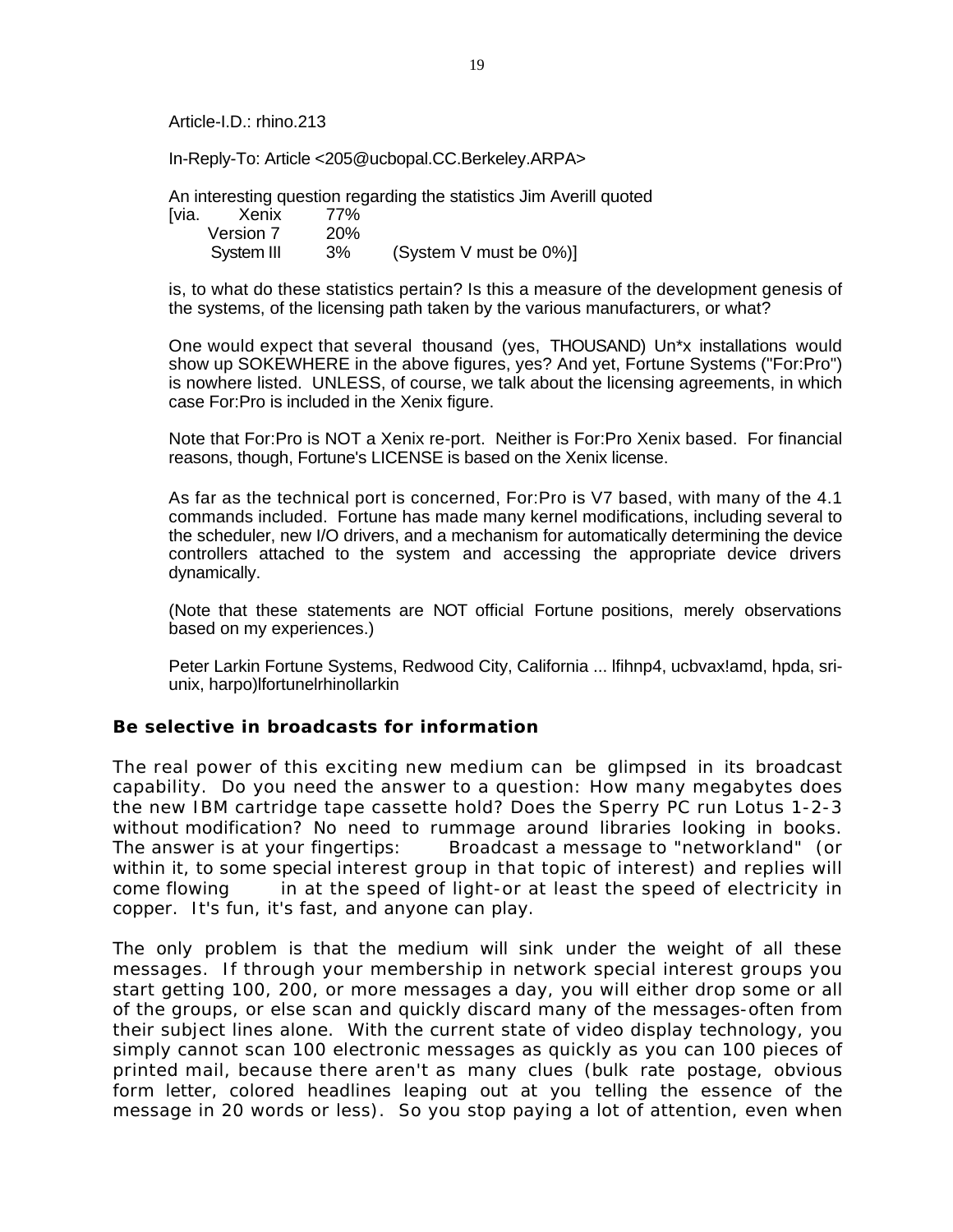Article-I.D.: rhino.213

In-Reply-To: Article <205@ucbopal.CC.Berkeley.ARPA>

An interesting question regarding the statistics Jim Averill quoted
[via. Xenix 77%
Version 7 20%
System III 3% (System V must be 0%)]

is, to what do these statistics pertain? Is this a measure of the development genesis of the systems, of the licensing path taken by the various manufacturers, or what?

One would expect that several thousand (yes, THOUSAND) Un*x installations would show up SOKEWHERE in the above figures, yes? And yet, Fortune Systems ("For:Pro") is nowhere listed. UNLESS, of course, we talk about the licensing agreements, in which case For:Pro is included in the Xenix figure.

Note that For:Pro is NOT a Xenix re-port. Neither is For:Pro Xenix based. For financial reasons, though, Fortune's LICENSE is based on the Xenix license.

As far as the technical port is concerned, For:Pro is V7 based, with many of the 4.1 commands included. Fortune has made many kernel modifications, including several to the scheduler, new I/O drivers, and a mechanism for automatically determining the device controllers attached to the system and accessing the appropriate device drivers dynamically.

(Note that these statements are NOT official Fortune positions, merely observations based on my experiences.)

Peter Larkin Fortune Systems, Redwood City, California ... lfihnp4, ucbvax!amd, hpda, sri-unix, harpo)lfortunelrhinollarkin

### Be selective in broadcasts for information

The real power of this exciting new medium can be glimpsed in its broadcast capability. Do you need the answer to a question: How many megabytes does the new IBM cartridge tape cassette hold? Does the Sperry PC run Lotus 1-2-3 without modification? No need to rummage around libraries looking in books. The answer is at your fingertips: Broadcast a message to "networkland" (or within it, to some special interest group in that topic of interest) and replies will come flowing in at the speed of light-or at least the speed of electricity in copper. It's fun, it's fast, and anyone can play.

The only problem is that the medium will sink under the weight of all these messages. If through your membership in network special interest groups you start getting 100, 200, or more messages a day, you will either drop some or all of the groups, or else scan and quickly discard many of the messages-often from their subject lines alone. With the current state of video display technology, you simply cannot scan 100 electronic messages as quickly as you can 100 pieces of printed mail, because there aren't as many clues (bulk rate postage, obvious form letter, colored headlines leaping out at you telling the essence of the message in 20 words or less). So you stop paying a lot of attention, even when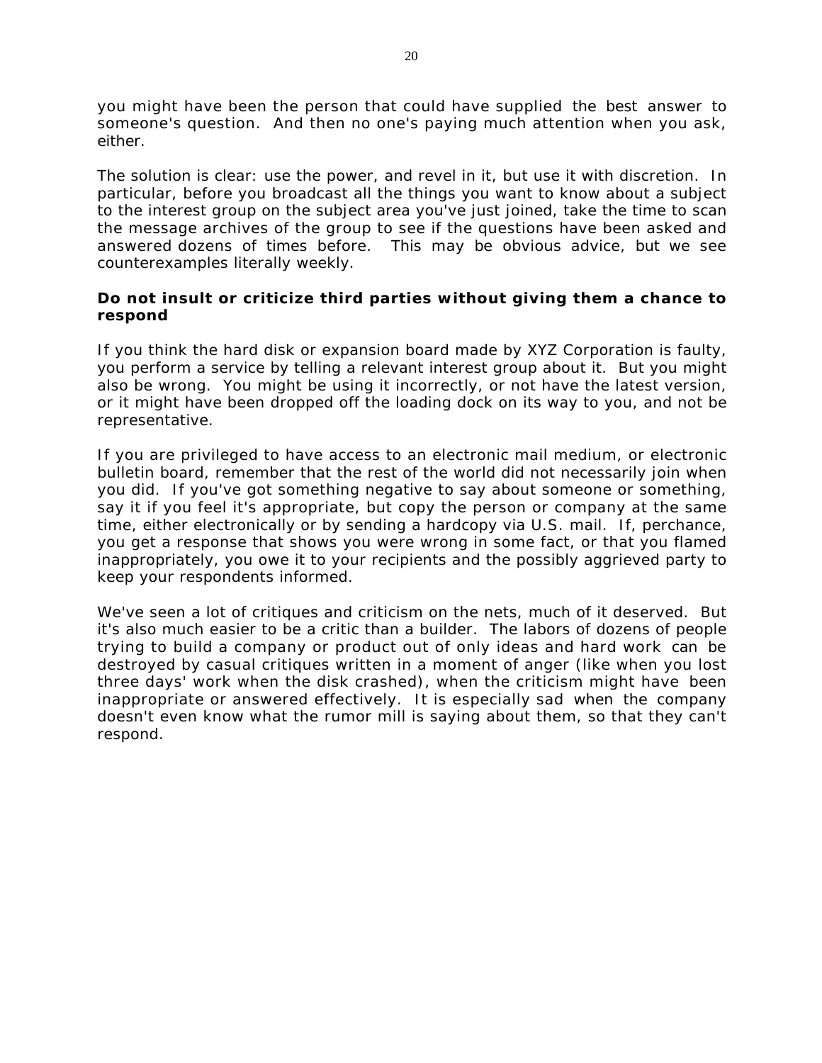you might have been the person that could have supplied the best answer to someone's question. And then no one's paying much attention when you ask, either.

The solution is clear: use the power, and revel in it, but use it with discretion. In particular, before you broadcast all the things you want to know about a subject to the interest group on the subject area you've just joined, take the time to scan the message archives of the group to see if the questions have been asked and answered dozens of times before. This may be obvious advice, but we see counterexamples literally weekly.

**Do not insult or criticize third parties without giving them a chance to respond**

If you think the hard disk or expansion board made by XYZ Corporation is faulty, you perform a service by telling a relevant interest group about it. But you might also be wrong. You might be using it incorrectly, or not have the latest version, or it might have been dropped off the loading dock on its way to you, and not be representative.

If you are privileged to have access to an electronic mail medium, or electronic bulletin board, remember that the rest of the world did not necessarily join when you did. If you've got something negative to say about someone or something, say it if you feel it's appropriate, but copy the person or company at the same time, either electronically or by sending a hardcopy via U.S. mail. If, perchance, you get a response that shows you were wrong in some fact, or that you flamed inappropriately, you owe it to your recipients and the possibly aggrieved party to keep your respondents informed.

We've seen a lot of critiques and criticism on the nets, much of it deserved. But it's also much easier to be a critic than a builder. The labors of dozens of people trying to build a company or product out of only ideas and hard work can be destroyed by casual critiques written in a moment of anger (like when you lost three days' work when the disk crashed), when the criticism might have been inappropriate or answered effectively. It is especially sad when the company doesn't even know what the rumor mill is saying about them, so that they can't respond.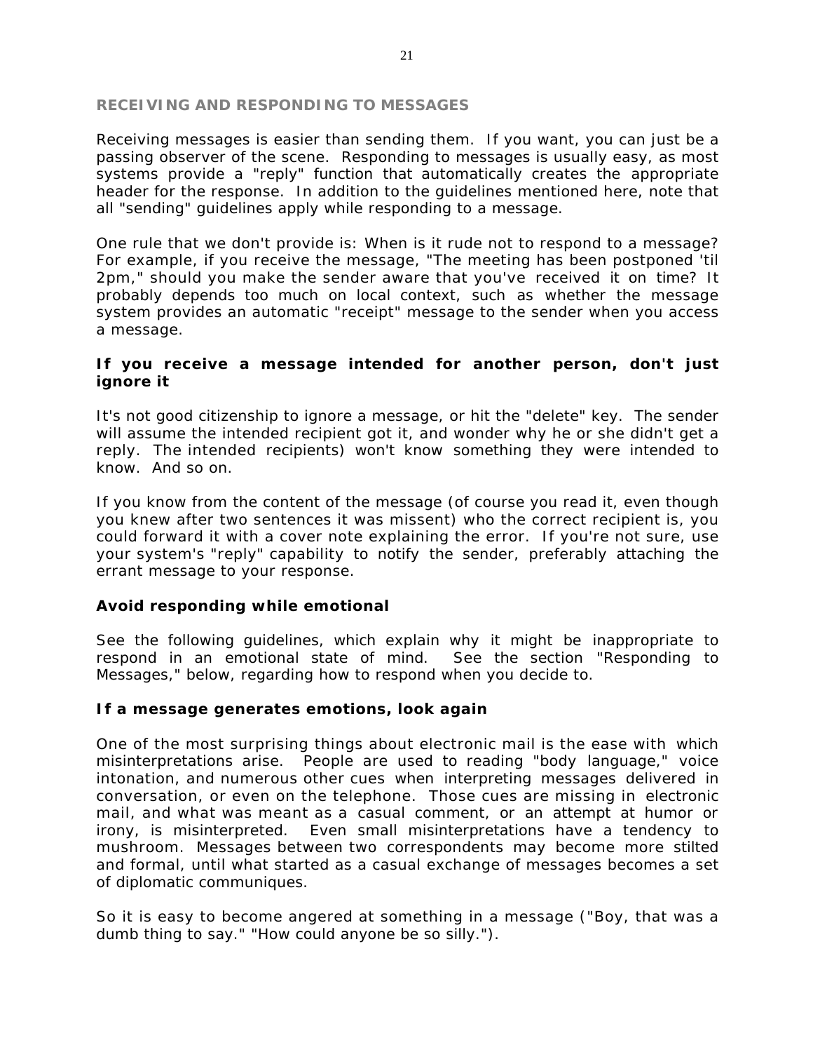## RECEIVING AND RESPONDING TO MESSAGES

Receiving messages is easier than sending them. If you want, you can just be a passing observer of the scene. Responding to messages is usually easy, as most systems provide a "reply" function that automatically creates the appropriate header for the response. In addition to the guidelines mentioned here, note that all "sending" guidelines apply while responding to a message.

One rule that we don't provide is: When is it rude not to respond to a message? For example, if you receive the message, "The meeting has been postponed 'til 2pm," should you make the sender aware that you've received it on time? It probably depends too much on local context, such as whether the message system provides an automatic "receipt" message to the sender when you access a message.

### If you receive a message intended for another person, don't just ignore it

It's not good citizenship to ignore a message, or hit the "delete" key. The sender will assume the intended recipient got it, and wonder why he or she didn't get a reply. The intended recipients) won't know something they were intended to know. And so on.

If you know from the content of the message (of course you read it, even though you knew after two sentences it was missent) who the correct recipient is, you could forward it with a cover note explaining the error. If you're not sure, use your system's "reply" capability to notify the sender, preferably attaching the errant message to your response.

### Avoid responding while emotional

See the following guidelines, which explain why it might be inappropriate to respond in an emotional state of mind. See the section "Responding to Messages," below, regarding how to respond when you decide to.

### If a message generates emotions, look again

One of the most surprising things about electronic mail is the ease with which misinterpretations arise. People are used to reading "body language," voice intonation, and numerous other cues when interpreting messages delivered in conversation, or even on the telephone. Those cues are missing in electronic mail, and what was meant as a casual comment, or an attempt at humor or irony, is misinterpreted. Even small misinterpretations have a tendency to mushroom. Messages between two correspondents may become more stilted and formal, until what started as a casual exchange of messages becomes a set of diplomatic communiques.

So it is easy to become angered at something in a message ("Boy, that was a dumb thing to say." "How could anyone be so silly.").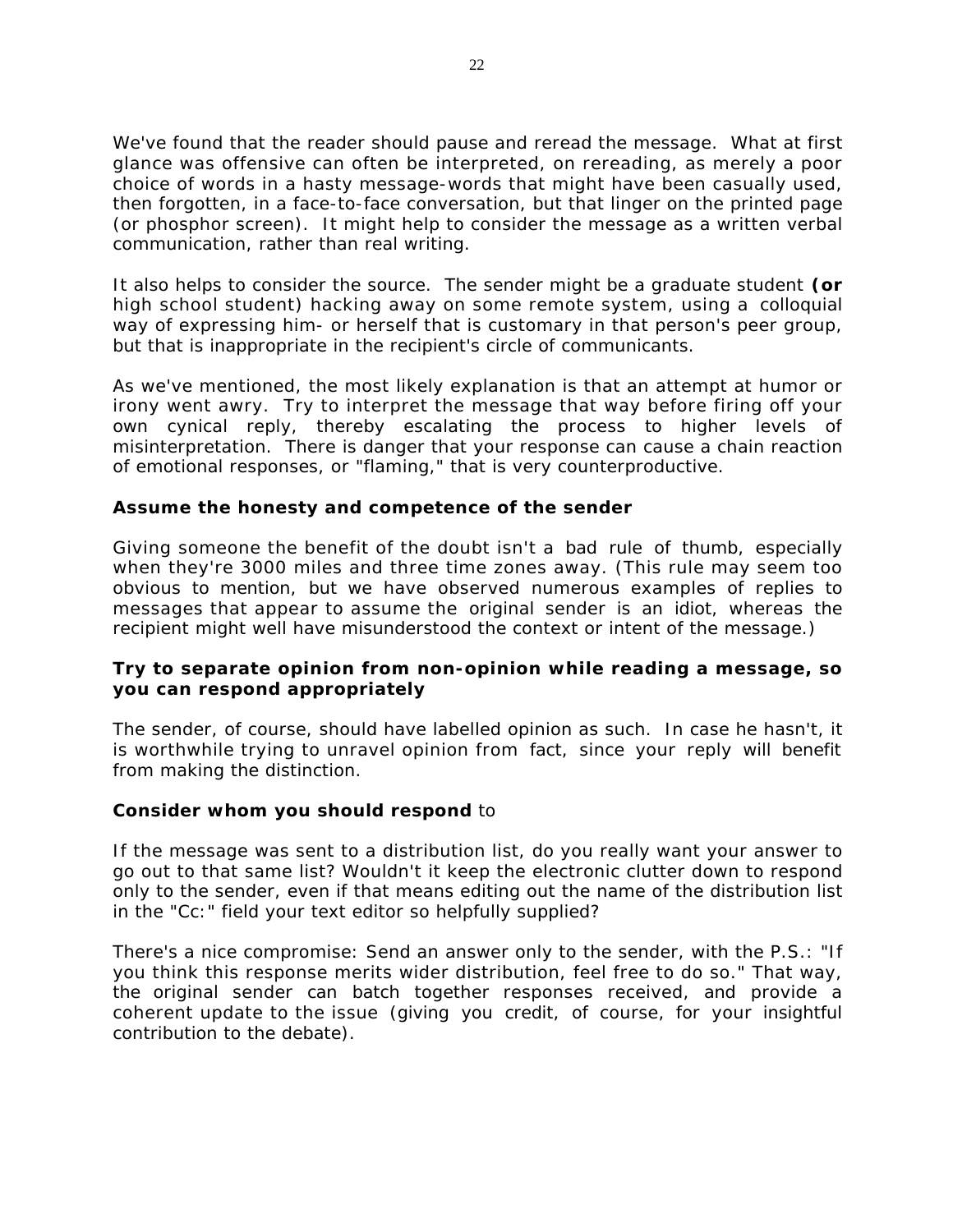We've found that the reader should pause and reread the message. What at first glance was offensive can often be interpreted, on rereading, as merely a poor choice of words in a hasty message-words that might have been casually used, then forgotten, in a face-to-face conversation, but that linger on the printed page (or phosphor screen). It might help to consider the message as a written verbal communication, rather than real writing.

It also helps to consider the source. The sender might be a graduate student **(or** high school student) hacking away on some remote system, using a colloquial way of expressing him- or herself that is customary in that person's peer group, but that is inappropriate in the recipient's circle of communicants.

As we've mentioned, the most likely explanation is that an attempt at humor or irony went awry. Try to interpret the message that way before firing off your own cynical reply, thereby escalating the process to higher levels of misinterpretation. There is danger that your response can cause a chain reaction of emotional responses, or "flaming," that is very counterproductive.

**Assume the honesty and competence of the sender**

Giving someone the benefit of the doubt isn't a bad rule of thumb, especially when they're 3000 miles and three time zones away. (This rule may seem too obvious to mention, but we have observed numerous examples of replies to messages that appear to assume the original sender is an idiot, whereas the recipient might well have misunderstood the context or intent of the message.)

**Try to separate opinion from non-opinion while reading a message, so you can respond appropriately**

The sender, of course, should have labelled opinion as such. In case he hasn't, it is worthwhile trying to unravel opinion from fact, since your reply will benefit from making the distinction.

**Consider whom you should respond** to

If the message was sent to a distribution list, do you really want your answer to go out to that same list? Wouldn't it keep the electronic clutter down to respond only to the sender, even if that means editing out the name of the distribution list in the "Cc:" field your text editor so helpfully supplied?

There's a nice compromise: Send an answer only to the sender, with the P.S.: "If you think this response merits wider distribution, feel free to do so." That way, the original sender can batch together responses received, and provide a coherent update to the issue (giving you credit, of course, for your insightful contribution to the debate).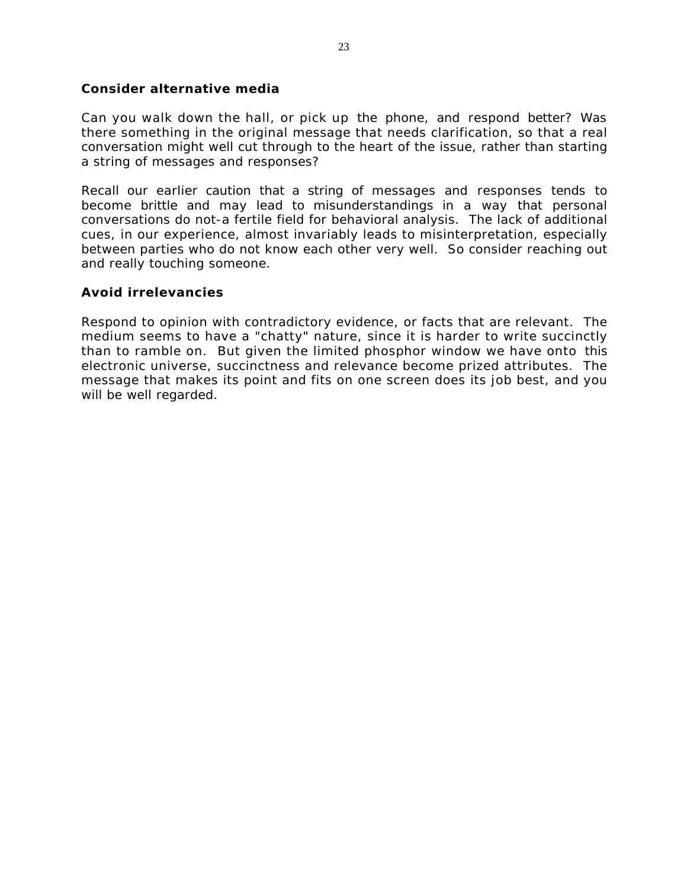### Consider alternative media

Can you walk down the hall, or pick up the phone, and respond better? Was there something in the original message that needs clarification, so that a real conversation might well cut through to the heart of the issue, rather than starting a string of messages and responses?

Recall our earlier caution that a string of messages and responses tends to become brittle and may lead to misunderstandings in a way that personal conversations do not-a fertile field for behavioral analysis. The lack of additional cues, in our experience, almost invariably leads to misinterpretation, especially between parties who do not know each other very well. So consider reaching out and really touching someone.

### Avoid irrelevancies

Respond to opinion with contradictory evidence, or facts that are relevant. The medium seems to have a "chatty" nature, since it is harder to write succinctly than to ramble on. But given the limited phosphor window we have onto this electronic universe, succinctness and relevance become prized attributes. The message that makes its point and fits on one screen does its job best, and you will be well regarded.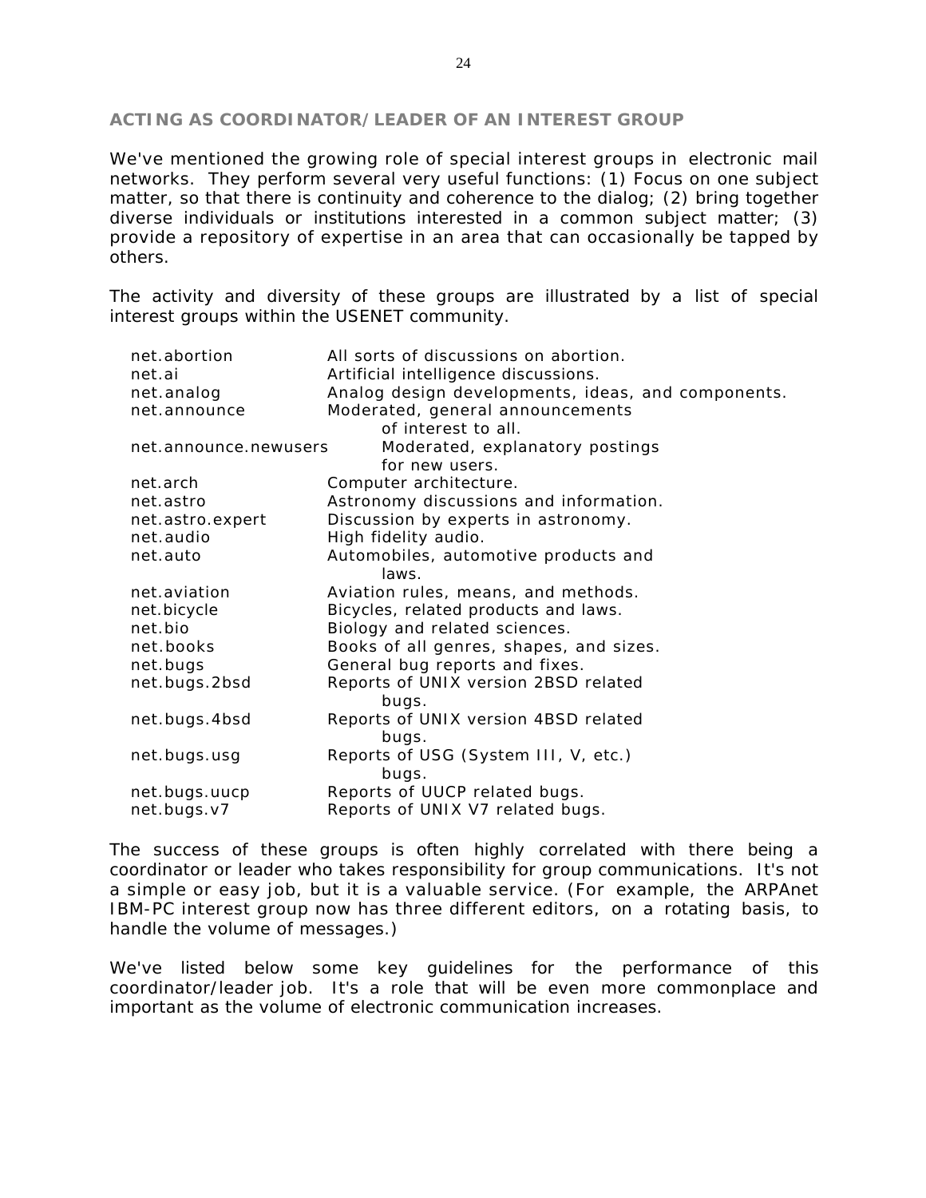## ACTING AS COORDINATOR/LEADER OF AN INTEREST GROUP

We've mentioned the growing role of special interest groups in electronic mail networks. They perform several very useful functions: (1) Focus on one subject matter, so that there is continuity and coherence to the dialog; (2) bring together diverse individuals or institutions interested in a common subject matter; (3) provide a repository of expertise in an area that can occasionally be tapped by others.

The activity and diversity of these groups are illustrated by a list of special interest groups within the USENET community.

| | |
|---|---|
| net.abortion | All sorts of discussions on abortion. |
| net.ai | Artificial intelligence discussions. |
| net.analog | Analog design developments, ideas, and components. |
| net.announce | Moderated, general announcements of interest to all. |
| net.announce.newusers | Moderated, explanatory postings for new users. |
| net.arch | Computer architecture. |
| net.astro | Astronomy discussions and information. |
| net.astro.expert | Discussion by experts in astronomy. |
| net.audio | High fidelity audio. |
| net.auto | Automobiles, automotive products and laws. |
| net.aviation | Aviation rules, means, and methods. |
| net.bicycle | Bicycles, related products and laws. |
| net.bio | Biology and related sciences. |
| net.books | Books of all genres, shapes, and sizes. |
| net.bugs | General bug reports and fixes. |
| net.bugs.2bsd | Reports of UNIX version 2BSD related bugs. |
| net.bugs.4bsd | Reports of UNIX version 4BSD related bugs. |
| net.bugs.usg | Reports of USG (System III, V, etc.) bugs. |
| net.bugs.uucp | Reports of UUCP related bugs. |
| net.bugs.v7 | Reports of UNIX V7 related bugs. |

The success of these groups is often highly correlated with there being a coordinator or leader who takes responsibility for group communications. It's not a simple or easy job, but it is a valuable service. (For example, the ARPAnet IBM-PC interest group now has three different editors, on a rotating basis, to handle the volume of messages.)

We've listed below some key guidelines for the performance of this coordinator/leader job. It's a role that will be even more commonplace and important as the volume of electronic communication increases.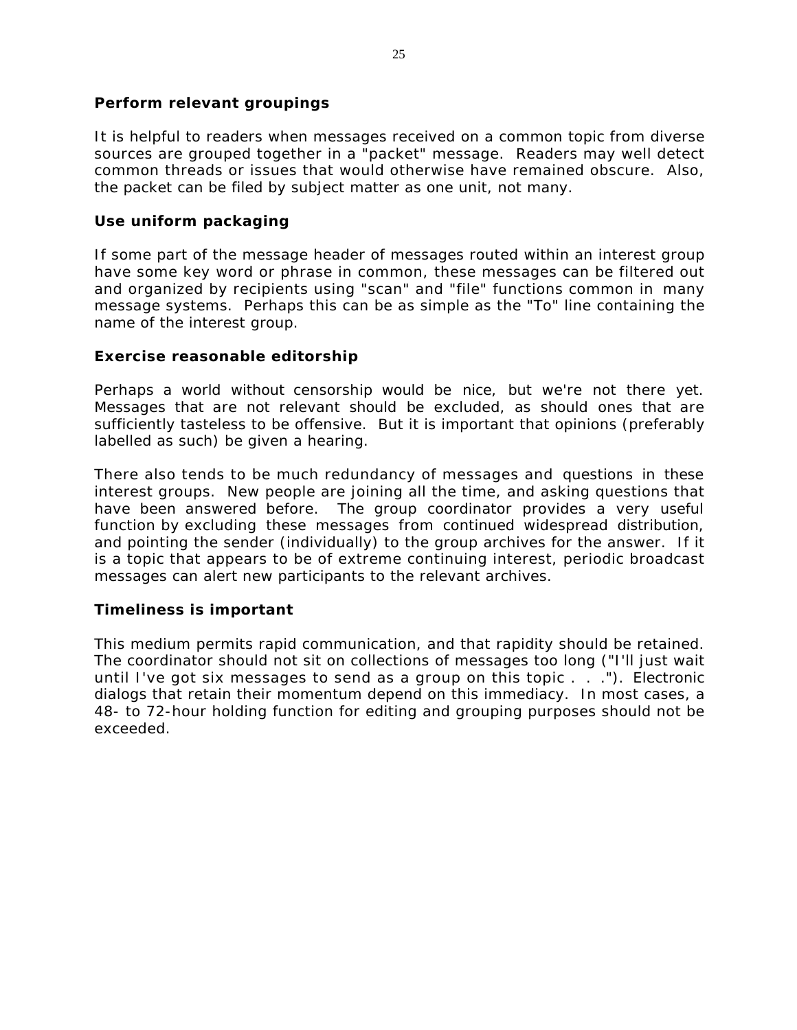### Perform relevant groupings

It is helpful to readers when messages received on a common topic from diverse sources are grouped together in a "packet" message. Readers may well detect common threads or issues that would otherwise have remained obscure. Also, the packet can be filed by subject matter as one unit, not many.

### Use uniform packaging

If some part of the message header of messages routed within an interest group have some key word or phrase in common, these messages can be filtered out and organized by recipients using "scan" and "file" functions common in many message systems. Perhaps this can be as simple as the "To" line containing the name of the interest group.

### Exercise reasonable editorship

Perhaps a world without censorship would be nice, but we're not there yet. Messages that are not relevant should be excluded, as should ones that are sufficiently tasteless to be offensive. But it is important that opinions (preferably labelled as such) be given a hearing.

There also tends to be much redundancy of messages and questions in these interest groups. New people are joining all the time, and asking questions that have been answered before. The group coordinator provides a very useful function by excluding these messages from continued widespread distribution, and pointing the sender (individually) to the group archives for the answer. If it is a topic that appears to be of extreme continuing interest, periodic broadcast messages can alert new participants to the relevant archives.

### Timeliness is important

This medium permits rapid communication, and that rapidity should be retained. The coordinator should not sit on collections of messages too long ("I'll just wait until I've got six messages to send as a group on this topic . . ."). Electronic dialogs that retain their momentum depend on this immediacy. In most cases, a 48- to 72-hour holding function for editing and grouping purposes should not be exceeded.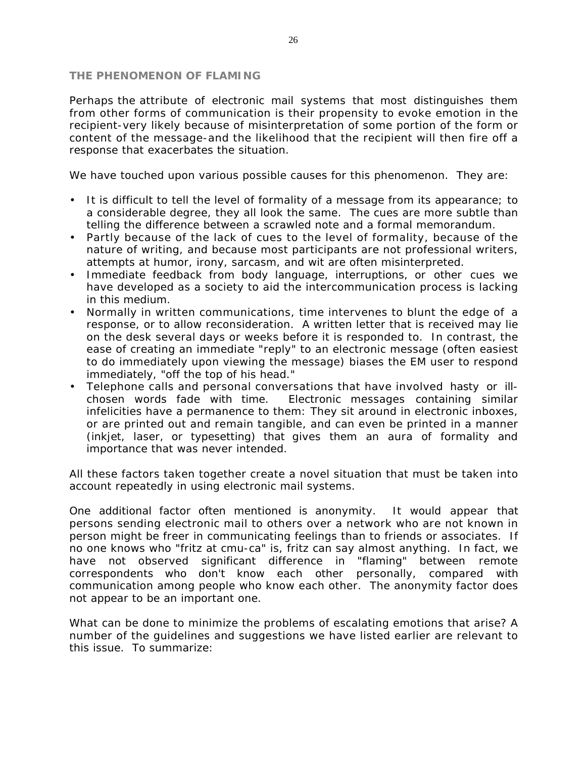## THE PHENOMENON OF FLAMING

Perhaps the attribute of electronic mail systems that most distinguishes them from other forms of communication is their propensity to evoke emotion in the recipient-very likely because of misinterpretation of some portion of the form or content of the message-and the likelihood that the recipient will then fire off a response that exacerbates the situation.

We have touched upon various possible causes for this phenomenon. They are:

- It is difficult to tell the level of formality of a message from its appearance; to a considerable degree, they all look the same. The cues are more subtle than telling the difference between a scrawled note and a formal memorandum.
- Partly because of the lack of cues to the level of formality, because of the nature of writing, and because most participants are not professional writers, attempts at humor, irony, sarcasm, and wit are often misinterpreted.
- Immediate feedback from body language, interruptions, or other cues we have developed as a society to aid the intercommunication process is lacking in this medium.
- Normally in written communications, time intervenes to blunt the edge of a response, or to allow reconsideration. A written letter that is received may lie on the desk several days or weeks before it is responded to. In contrast, the ease of creating an immediate "reply" to an electronic message (often easiest to do immediately upon viewing the message) biases the EM user to respond immediately, "off the top of his head."
- Telephone calls and personal conversations that have involved hasty or ill-chosen words fade with time. Electronic messages containing similar infelicities have a permanence to them: They sit around in electronic inboxes, or are printed out and remain tangible, and can even be printed in a manner (inkjet, laser, or typesetting) that gives them an aura of formality and importance that was never intended.

All these factors taken together create a novel situation that must be taken into account repeatedly in using electronic mail systems.

One additional factor often mentioned is anonymity. It would appear that persons sending electronic mail to others over a network who are not known in person might be freer in communicating feelings than to friends or associates. If no one knows who "fritz at cmu-ca" is, fritz can say almost anything. In fact, we have not observed significant difference in "flaming" between remote correspondents who don't know each other personally, compared with communication among people who know each other. The anonymity factor does not appear to be an important one.

What can be done to minimize the problems of escalating emotions that arise? A number of the guidelines and suggestions we have listed earlier are relevant to this issue. To summarize: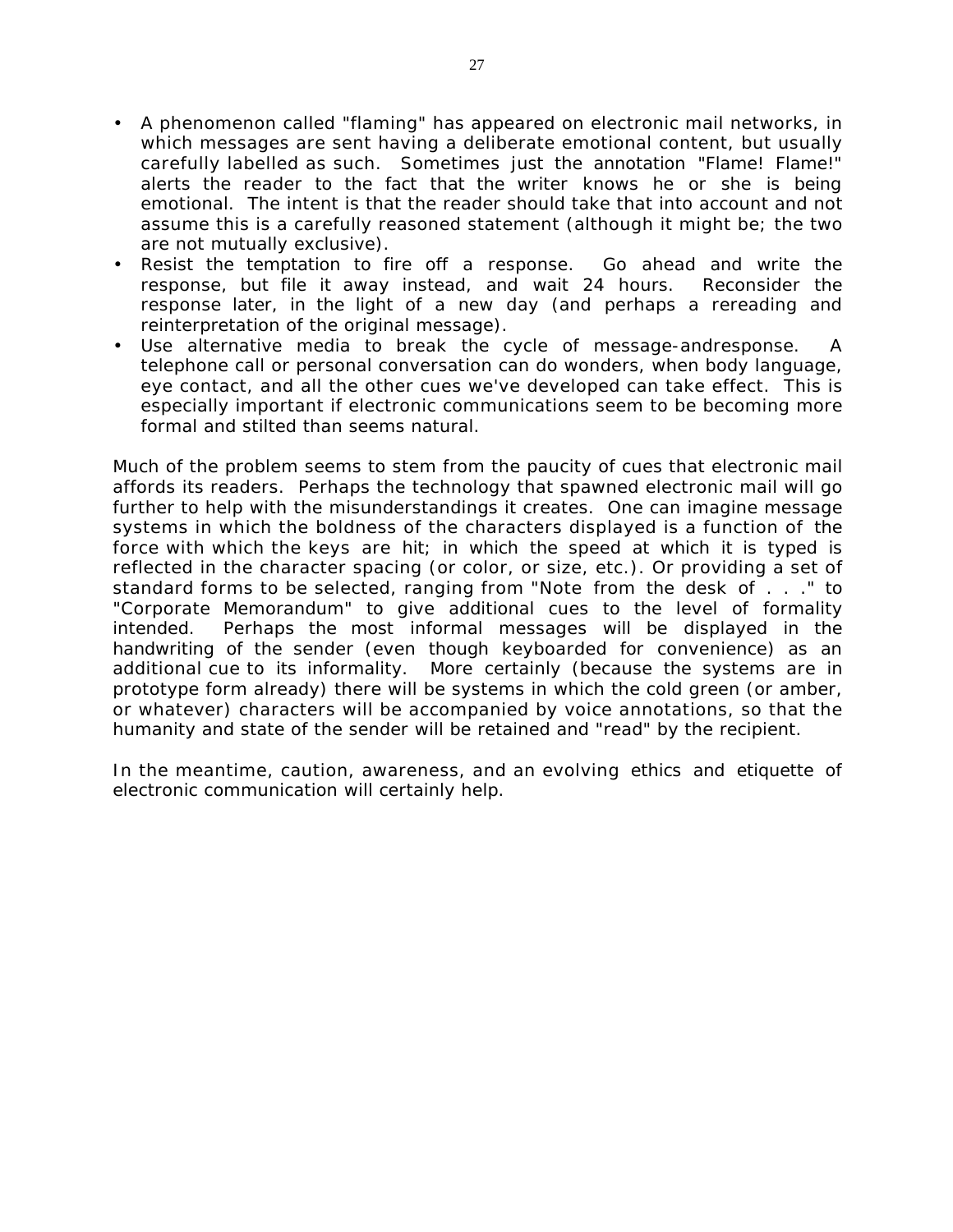- A phenomenon called "flaming" has appeared on electronic mail networks, in which messages are sent having a deliberate emotional content, but usually carefully labelled as such. Sometimes just the annotation "Flame! Flame!" alerts the reader to the fact that the writer knows he or she is being emotional. The intent is that the reader should take that into account and not assume this is a carefully reasoned statement (although it might be; the two are not mutually exclusive).
- Resist the temptation to fire off a response. Go ahead and write the response, but file it away instead, and wait 24 hours. Reconsider the response later, in the light of a new day (and perhaps a rereading and reinterpretation of the original message).
- Use alternative media to break the cycle of message-andresponse. A telephone call or personal conversation can do wonders, when body language, eye contact, and all the other cues we've developed can take effect. This is especially important if electronic communications seem to be becoming more formal and stilted than seems natural.

Much of the problem seems to stem from the paucity of cues that electronic mail affords its readers. Perhaps the technology that spawned electronic mail will go further to help with the misunderstandings it creates. One can imagine message systems in which the boldness of the characters displayed is a function of the force with which the keys are hit; in which the speed at which it is typed is reflected in the character spacing (or color, or size, etc.). Or providing a set of standard forms to be selected, ranging from "Note from the desk of . . ." to "Corporate Memorandum" to give additional cues to the level of formality intended. Perhaps the most informal messages will be displayed in the handwriting of the sender (even though keyboarded for convenience) as an additional cue to its informality. More certainly (because the systems are in prototype form already) there will be systems in which the cold green (or amber, or whatever) characters will be accompanied by voice annotations, so that the humanity and state of the sender will be retained and "read" by the recipient.

In the meantime, caution, awareness, and an evolving ethics and etiquette of electronic communication will certainly help.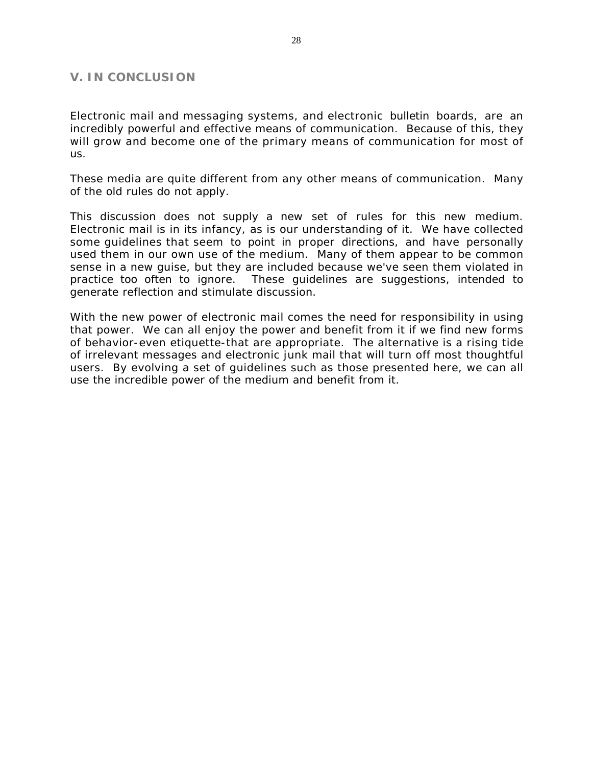## V. IN CONCLUSION

Electronic mail and messaging systems, and electronic bulletin boards, are an incredibly powerful and effective means of communication. Because of this, they will grow and become one of the primary means of communication for most of us.

These media are quite different from any other means of communication. Many of the old rules do not apply.

This discussion does not supply a new set of rules for this new medium. Electronic mail is in its infancy, as is our understanding of it. We have collected some guidelines that seem to point in proper directions, and have personally used them in our own use of the medium. Many of them appear to be common sense in a new guise, but they are included because we've seen them violated in practice too often to ignore. These guidelines are suggestions, intended to generate reflection and stimulate discussion.

With the new power of electronic mail comes the need for responsibility in using that power. We can all enjoy the power and benefit from it if we find new forms of behavior-even etiquette-that are appropriate. The alternative is a rising tide of irrelevant messages and electronic junk mail that will turn off most thoughtful users. By evolving a set of guidelines such as those presented here, we can all use the incredible power of the medium and benefit from it.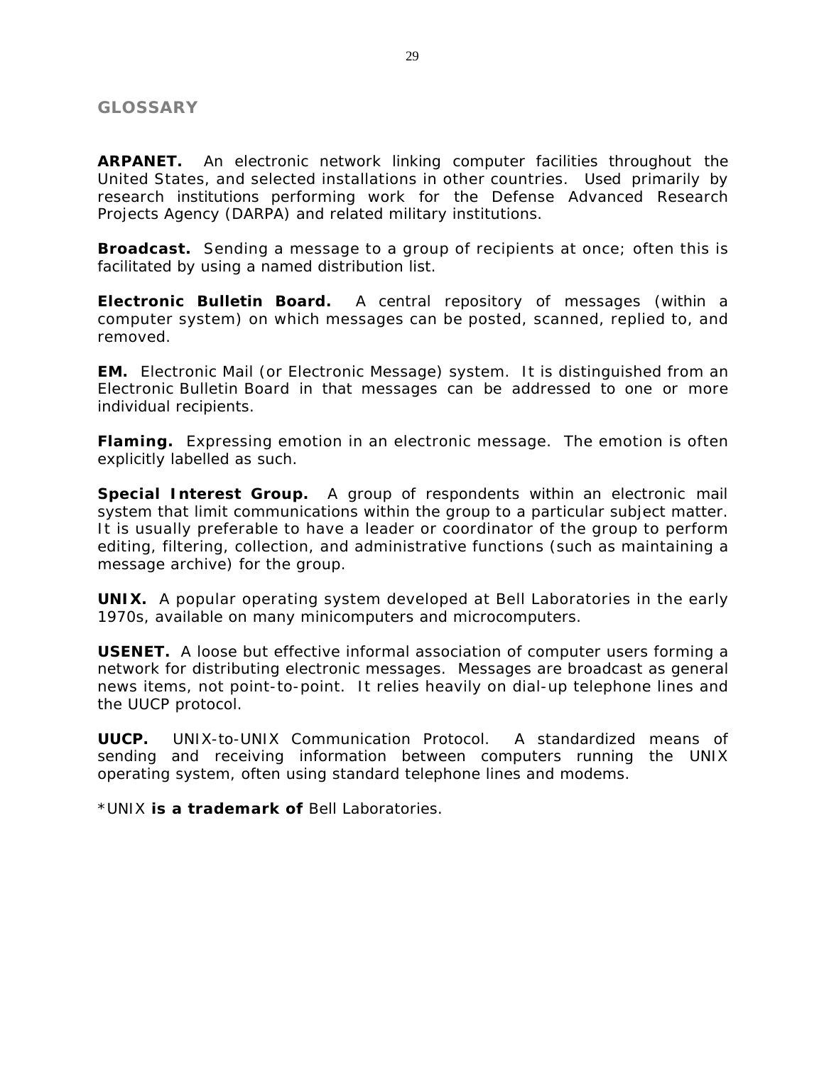## GLOSSARY

**ARPANET.** An electronic network linking computer facilities throughout the United States, and selected installations in other countries. Used primarily by research institutions performing work for the Defense Advanced Research Projects Agency (DARPA) and related military institutions.

**Broadcast.** Sending a message to a group of recipients at once; often this is facilitated by using a named distribution list.

**Electronic Bulletin Board.** A central repository of messages (within a computer system) on which messages can be posted, scanned, replied to, and removed.

**EM.** Electronic Mail (or Electronic Message) system. It is distinguished from an Electronic Bulletin Board in that messages can be addressed to one or more individual recipients.

**Flaming.** Expressing emotion in an electronic message. The emotion is often explicitly labelled as such.

**Special Interest Group.** A group of respondents within an electronic mail system that limit communications within the group to a particular subject matter. It is usually preferable to have a leader or coordinator of the group to perform editing, filtering, collection, and administrative functions (such as maintaining a message archive) for the group.

**UNIX.** A popular operating system developed at Bell Laboratories in the early 1970s, available on many minicomputers and microcomputers.

**USENET.** A loose but effective informal association of computer users forming a network for distributing electronic messages. Messages are broadcast as general news items, not point-to-point. It relies heavily on dial-up telephone lines and the UUCP protocol.

**UUCP.** UNIX-to-UNIX Communication Protocol. A standardized means of sending and receiving information between computers running the UNIX operating system, often using standard telephone lines and modems.

*UNIX **is a trademark of** Bell Laboratories.